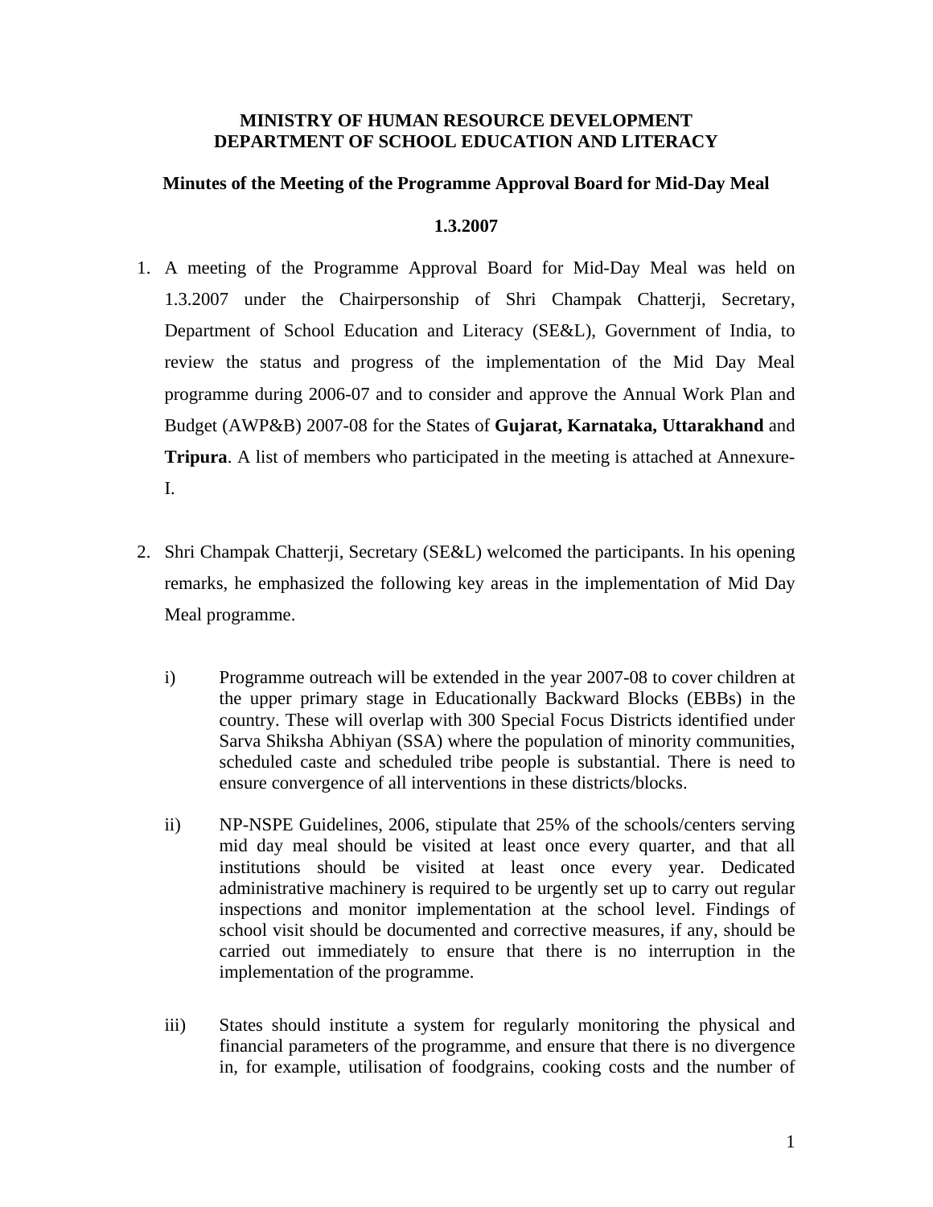# MINISTRY OF HUMAN RESOURCE DEVELOPMENT
# DEPARTMENT OF SCHOOL EDUCATION AND LITERACY

## Minutes of the Meeting of the Programme Approval Board for Mid-Day Meal

### 1.3.2007

1. A meeting of the Programme Approval Board for Mid-Day Meal was held on 1.3.2007 under the Chairpersonship of Shri Champak Chatterji, Secretary, Department of School Education and Literacy (SE&L), Government of India, to review the status and progress of the implementation of the Mid Day Meal programme during 2006-07 and to consider and approve the Annual Work Plan and Budget (AWP&B) 2007-08 for the States of **Gujarat, Karnataka, Uttarakhand** and **Tripura**. A list of members who participated in the meeting is attached at Annexure-I.

2. Shri Champak Chatterji, Secretary (SE&L) welcomed the participants. In his opening remarks, he emphasized the following key areas in the implementation of Mid Day Meal programme.

   i) Programme outreach will be extended in the year 2007-08 to cover children at the upper primary stage in Educationally Backward Blocks (EBBs) in the country. These will overlap with 300 Special Focus Districts identified under Sarva Shiksha Abhiyan (SSA) where the population of minority communities, scheduled caste and scheduled tribe people is substantial. There is need to ensure convergence of all interventions in these districts/blocks.

   ii) NP-NSPE Guidelines, 2006, stipulate that 25% of the schools/centers serving mid day meal should be visited at least once every quarter, and that all institutions should be visited at least once every year. Dedicated administrative machinery is required to be urgently set up to carry out regular inspections and monitor implementation at the school level. Findings of school visit should be documented and corrective measures, if any, should be carried out immediately to ensure that there is no interruption in the implementation of the programme.

   iii) States should institute a system for regularly monitoring the physical and financial parameters of the programme, and ensure that there is no divergence in, for example, utilisation of foodgrains, cooking costs and the number of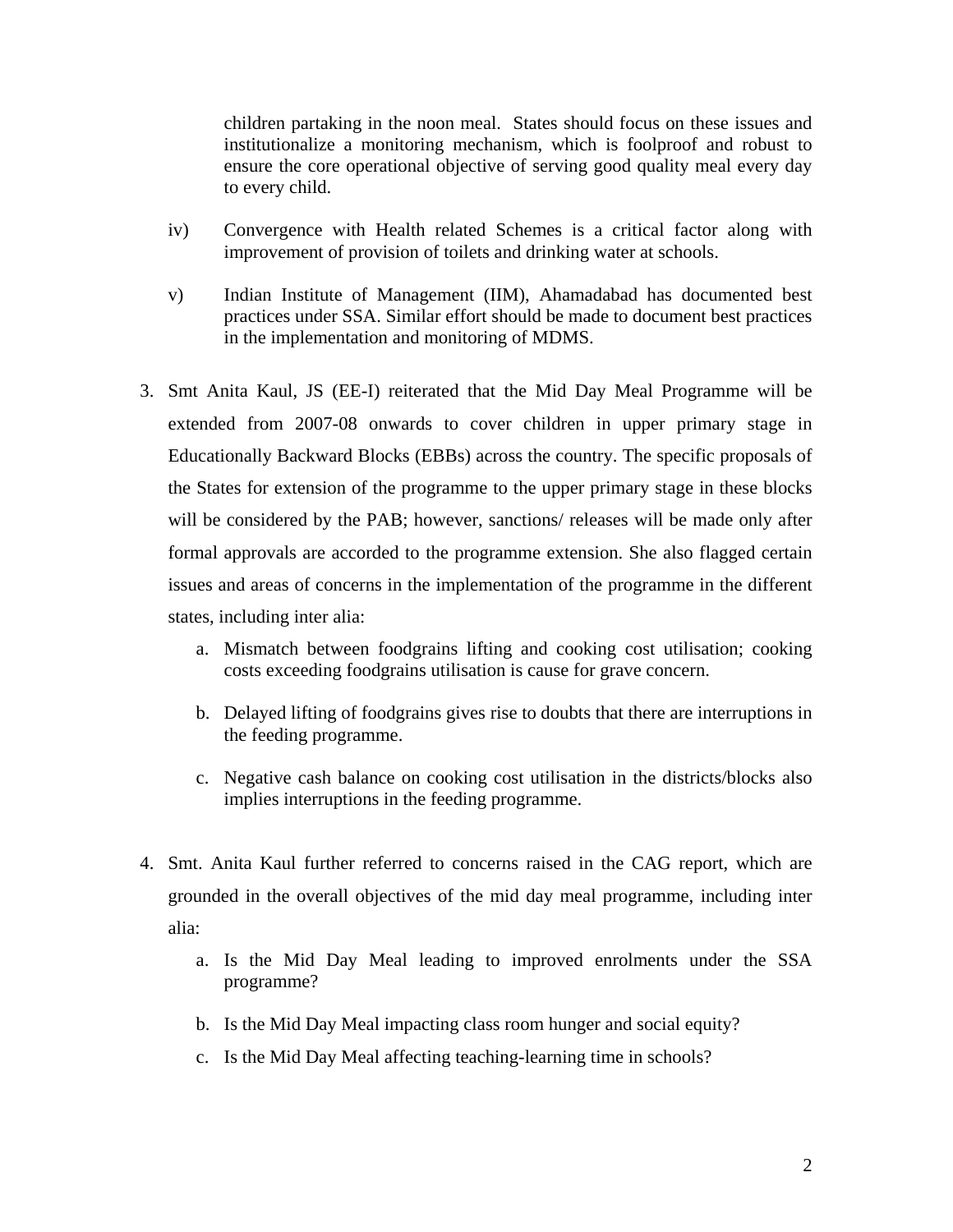children partaking in the noon meal. States should focus on these issues and institutionalize a monitoring mechanism, which is foolproof and robust to ensure the core operational objective of serving good quality meal every day to every child.

iv) Convergence with Health related Schemes is a critical factor along with improvement of provision of toilets and drinking water at schools.

v) Indian Institute of Management (IIM), Ahamadabad has documented best practices under SSA. Similar effort should be made to document best practices in the implementation and monitoring of MDMS.

3. Smt Anita Kaul, JS (EE-I) reiterated that the Mid Day Meal Programme will be extended from 2007-08 onwards to cover children in upper primary stage in Educationally Backward Blocks (EBBs) across the country. The specific proposals of the States for extension of the programme to the upper primary stage in these blocks will be considered by the PAB; however, sanctions/ releases will be made only after formal approvals are accorded to the programme extension. She also flagged certain issues and areas of concerns in the implementation of the programme in the different states, including inter alia:

   a. Mismatch between foodgrains lifting and cooking cost utilisation; cooking costs exceeding foodgrains utilisation is cause for grave concern.

   b. Delayed lifting of foodgrains gives rise to doubts that there are interruptions in the feeding programme.

   c. Negative cash balance on cooking cost utilisation in the districts/blocks also implies interruptions in the feeding programme.

4. Smt. Anita Kaul further referred to concerns raised in the CAG report, which are grounded in the overall objectives of the mid day meal programme, including inter alia:

   a. Is the Mid Day Meal leading to improved enrolments under the SSA programme?

   b. Is the Mid Day Meal impacting class room hunger and social equity?

   c. Is the Mid Day Meal affecting teaching-learning time in schools?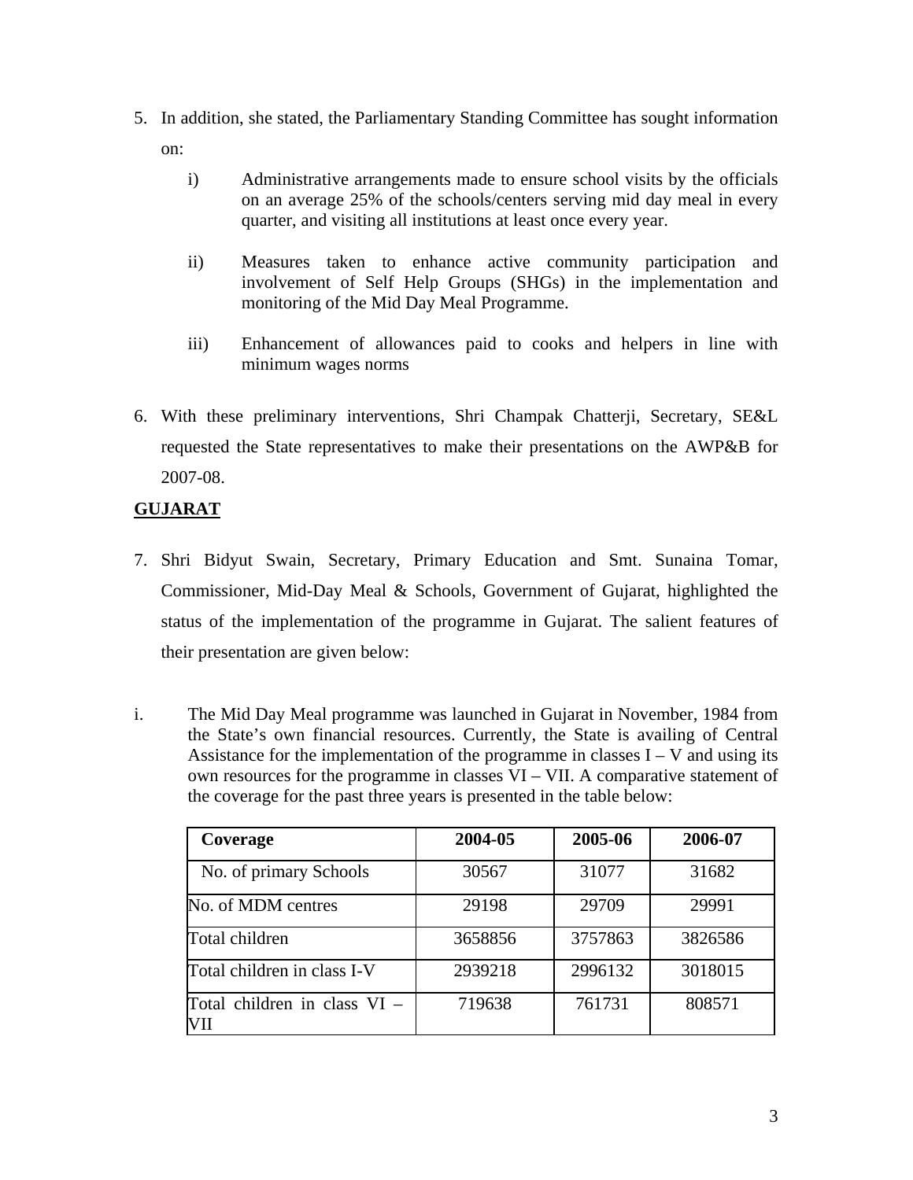5. In addition, she stated, the Parliamentary Standing Committee has sought information on:

   i) Administrative arrangements made to ensure school visits by the officials on an average 25% of the schools/centers serving mid day meal in every quarter, and visiting all institutions at least once every year.

   ii) Measures taken to enhance active community participation and involvement of Self Help Groups (SHGs) in the implementation and monitoring of the Mid Day Meal Programme.

   iii) Enhancement of allowances paid to cooks and helpers in line with minimum wages norms

6. With these preliminary interventions, Shri Champak Chatterji, Secretary, SE&L requested the State representatives to make their presentations on the AWP&B for 2007-08.

## GUJARAT

7. Shri Bidyut Swain, Secretary, Primary Education and Smt. Sunaina Tomar, Commissioner, Mid-Day Meal & Schools, Government of Gujarat, highlighted the status of the implementation of the programme in Gujarat. The salient features of their presentation are given below:

i. The Mid Day Meal programme was launched in Gujarat in November, 1984 from the State's own financial resources. Currently, the State is availing of Central Assistance for the implementation of the programme in classes I – V and using its own resources for the programme in classes VI – VII. A comparative statement of the coverage for the past three years is presented in the table below:

| Coverage | 2004-05 | 2005-06 | 2006-07 |
|---|---|---|---|
| No. of primary Schools | 30567 | 31077 | 31682 |
| No. of MDM centres | 29198 | 29709 | 29991 |
| Total children | 3658856 | 3757863 | 3826586 |
| Total children in class I-V | 2939218 | 2996132 | 3018015 |
| Total children in class VI – VII | 719638 | 761731 | 808571 |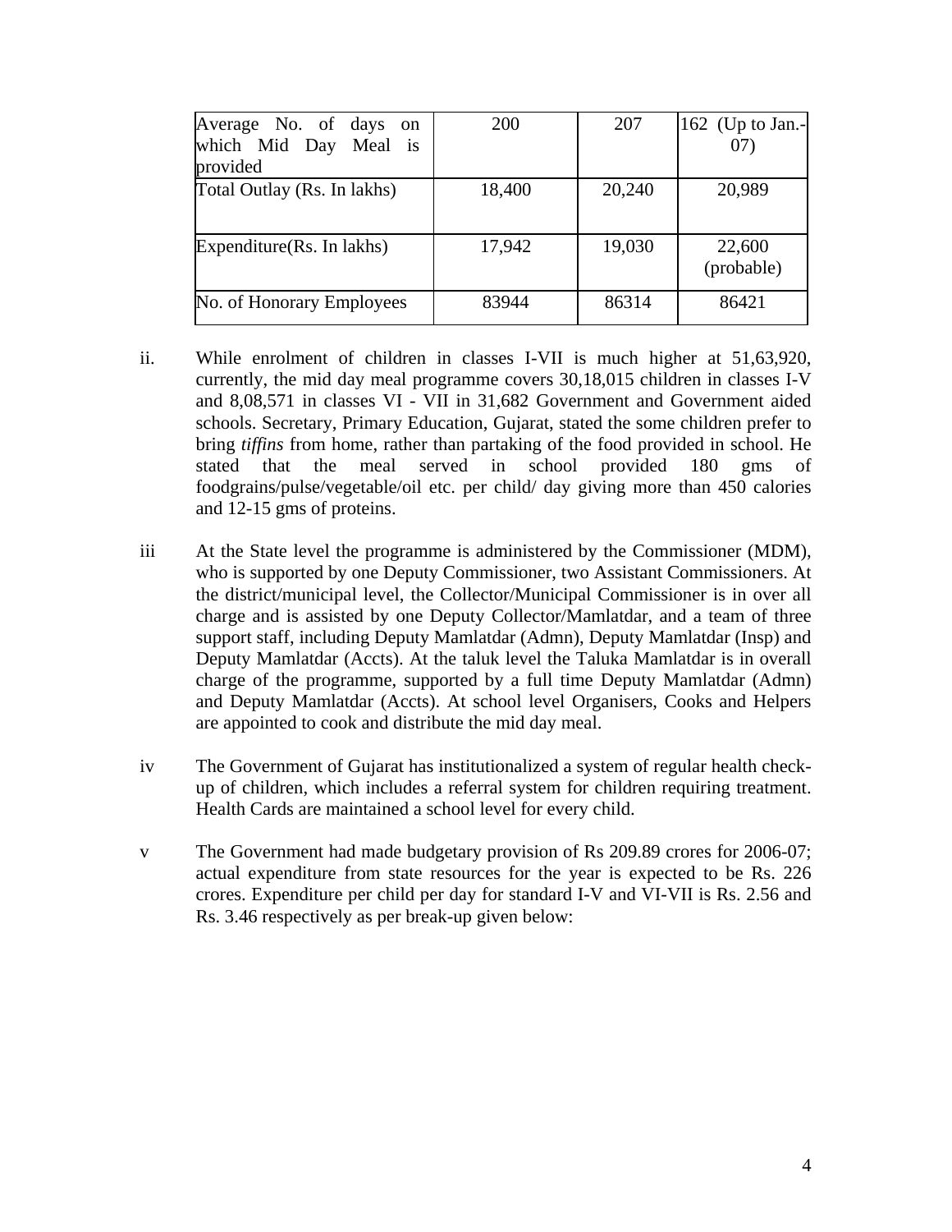| Average No. of days on which Mid Day Meal is provided | 200 | 207 | 162 (Up to Jan.-07) |
|---|---|---|---|
| Total Outlay (Rs. In lakhs) | 18,400 | 20,240 | 20,989 |
| Expenditure(Rs. In lakhs) | 17,942 | 19,030 | 22,600 (probable) |
| No. of Honorary Employees | 83944 | 86314 | 86421 |

ii. While enrolment of children in classes I-VII is much higher at 51,63,920, currently, the mid day meal programme covers 30,18,015 children in classes I-V and 8,08,571 in classes VI - VII in 31,682 Government and Government aided schools. Secretary, Primary Education, Gujarat, stated the some children prefer to bring *tiffins* from home, rather than partaking of the food provided in school. He stated that the meal served in school provided 180 gms of foodgrains/pulse/vegetable/oil etc. per child/ day giving more than 450 calories and 12-15 gms of proteins.

iii At the State level the programme is administered by the Commissioner (MDM), who is supported by one Deputy Commissioner, two Assistant Commissioners. At the district/municipal level, the Collector/Municipal Commissioner is in over all charge and is assisted by one Deputy Collector/Mamlatdar, and a team of three support staff, including Deputy Mamlatdar (Admn), Deputy Mamlatdar (Insp) and Deputy Mamlatdar (Accts). At the taluk level the Taluka Mamlatdar is in overall charge of the programme, supported by a full time Deputy Mamlatdar (Admn) and Deputy Mamlatdar (Accts). At school level Organisers, Cooks and Helpers are appointed to cook and distribute the mid day meal.

iv The Government of Gujarat has institutionalized a system of regular health check-up of children, which includes a referral system for children requiring treatment. Health Cards are maintained a school level for every child.

v The Government had made budgetary provision of Rs 209.89 crores for 2006-07; actual expenditure from state resources for the year is expected to be Rs. 226 crores. Expenditure per child per day for standard I-V and VI-VII is Rs. 2.56 and Rs. 3.46 respectively as per break-up given below: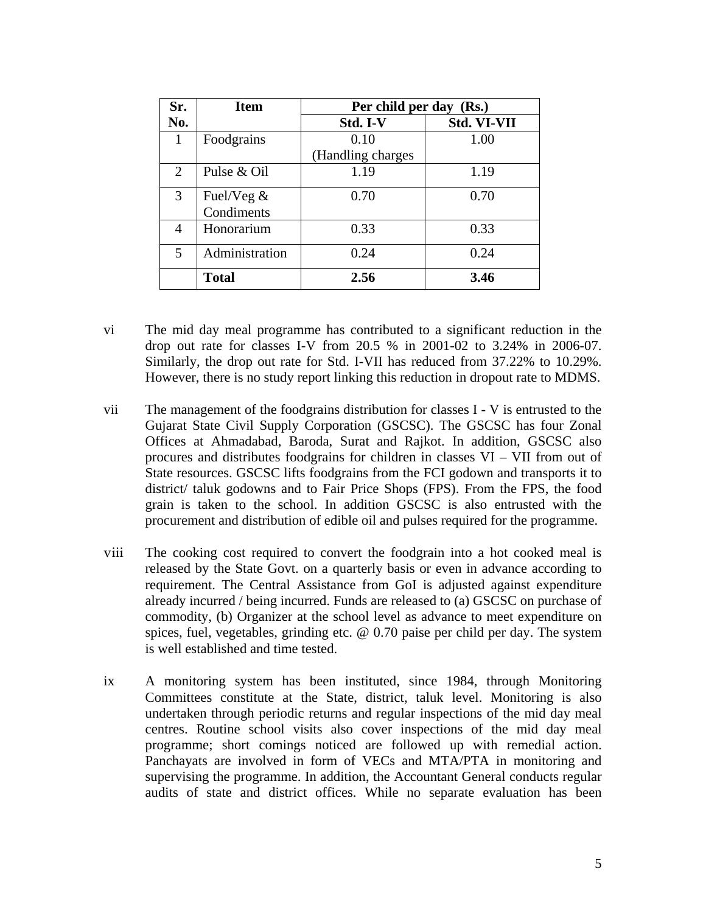| Sr. No. | Item | Per child per day (Rs.) | |
|---|---|---|---|
| | | Std. I-V | Std. VI-VII |
| 1 | Foodgrains | 0.10 (Handling charges | 1.00 |
| 2 | Pulse & Oil | 1.19 | 1.19 |
| 3 | Fuel/Veg & Condiments | 0.70 | 0.70 |
| 4 | Honorarium | 0.33 | 0.33 |
| 5 | Administration | 0.24 | 0.24 |
| | **Total** | **2.56** | **3.46** |

vi The mid day meal programme has contributed to a significant reduction in the drop out rate for classes I-V from 20.5 % in 2001-02 to 3.24% in 2006-07. Similarly, the drop out rate for Std. I-VII has reduced from 37.22% to 10.29%. However, there is no study report linking this reduction in dropout rate to MDMS.

vii The management of the foodgrains distribution for classes I - V is entrusted to the Gujarat State Civil Supply Corporation (GSCSC). The GSCSC has four Zonal Offices at Ahmadabad, Baroda, Surat and Rajkot. In addition, GSCSC also procures and distributes foodgrains for children in classes VI – VII from out of State resources. GSCSC lifts foodgrains from the FCI godown and transports it to district/ taluk godowns and to Fair Price Shops (FPS). From the FPS, the food grain is taken to the school. In addition GSCSC is also entrusted with the procurement and distribution of edible oil and pulses required for the programme.

viii The cooking cost required to convert the foodgrain into a hot cooked meal is released by the State Govt. on a quarterly basis or even in advance according to requirement. The Central Assistance from GoI is adjusted against expenditure already incurred / being incurred. Funds are released to (a) GSCSC on purchase of commodity, (b) Organizer at the school level as advance to meet expenditure on spices, fuel, vegetables, grinding etc. @ 0.70 paise per child per day. The system is well established and time tested.

ix A monitoring system has been instituted, since 1984, through Monitoring Committees constitute at the State, district, taluk level. Monitoring is also undertaken through periodic returns and regular inspections of the mid day meal centres. Routine school visits also cover inspections of the mid day meal programme; short comings noticed are followed up with remedial action. Panchayats are involved in form of VECs and MTA/PTA in monitoring and supervising the programme. In addition, the Accountant General conducts regular audits of state and district offices. While no separate evaluation has been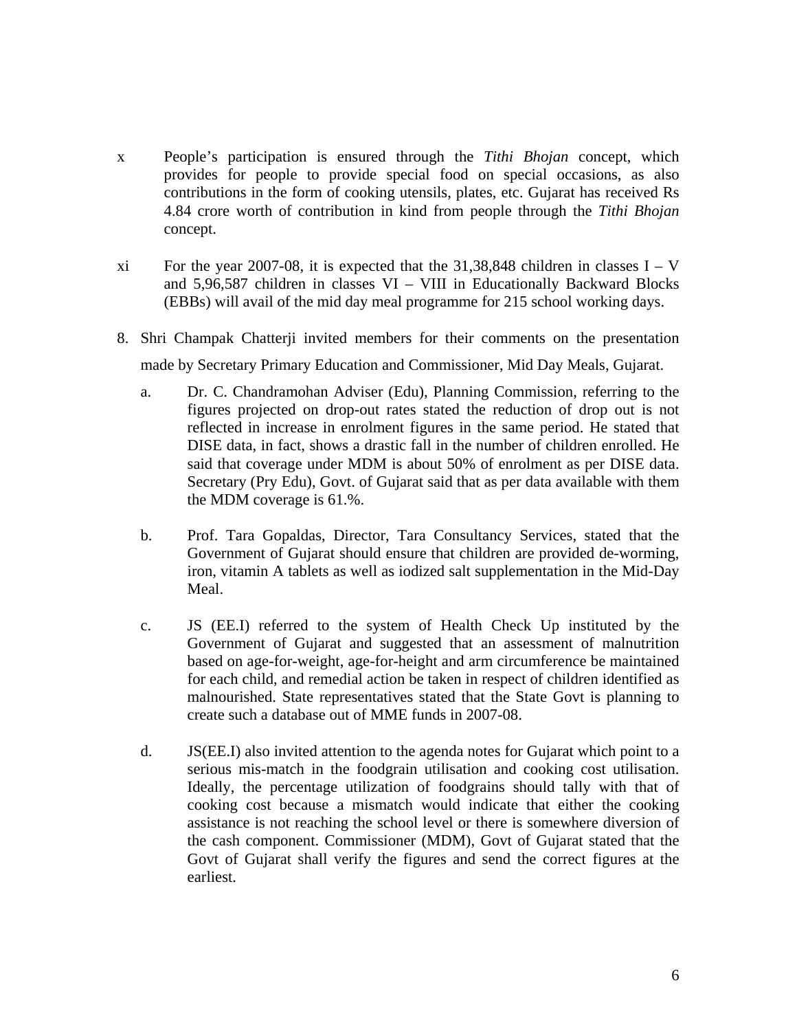x People's participation is ensured through the *Tithi Bhojan* concept, which provides for people to provide special food on special occasions, as also contributions in the form of cooking utensils, plates, etc. Gujarat has received Rs 4.84 crore worth of contribution in kind from people through the *Tithi Bhojan* concept.

xi For the year 2007-08, it is expected that the 31,38,848 children in classes I – V and 5,96,587 children in classes VI – VIII in Educationally Backward Blocks (EBBs) will avail of the mid day meal programme for 215 school working days.

8. Shri Champak Chatterji invited members for their comments on the presentation made by Secretary Primary Education and Commissioner, Mid Day Meals, Gujarat.

   a. Dr. C. Chandramohan Adviser (Edu), Planning Commission, referring to the figures projected on drop-out rates stated the reduction of drop out is not reflected in increase in enrolment figures in the same period. He stated that DISE data, in fact, shows a drastic fall in the number of children enrolled. He said that coverage under MDM is about 50% of enrolment as per DISE data. Secretary (Pry Edu), Govt. of Gujarat said that as per data available with them the MDM coverage is 61.%.

   b. Prof. Tara Gopaldas, Director, Tara Consultancy Services, stated that the Government of Gujarat should ensure that children are provided de-worming, iron, vitamin A tablets as well as iodized salt supplementation in the Mid-Day Meal.

   c. JS (EE.I) referred to the system of Health Check Up instituted by the Government of Gujarat and suggested that an assessment of malnutrition based on age-for-weight, age-for-height and arm circumference be maintained for each child, and remedial action be taken in respect of children identified as malnourished. State representatives stated that the State Govt is planning to create such a database out of MME funds in 2007-08.

   d. JS(EE.I) also invited attention to the agenda notes for Gujarat which point to a serious mis-match in the foodgrain utilisation and cooking cost utilisation. Ideally, the percentage utilization of foodgrains should tally with that of cooking cost because a mismatch would indicate that either the cooking assistance is not reaching the school level or there is somewhere diversion of the cash component. Commissioner (MDM), Govt of Gujarat stated that the Govt of Gujarat shall verify the figures and send the correct figures at the earliest.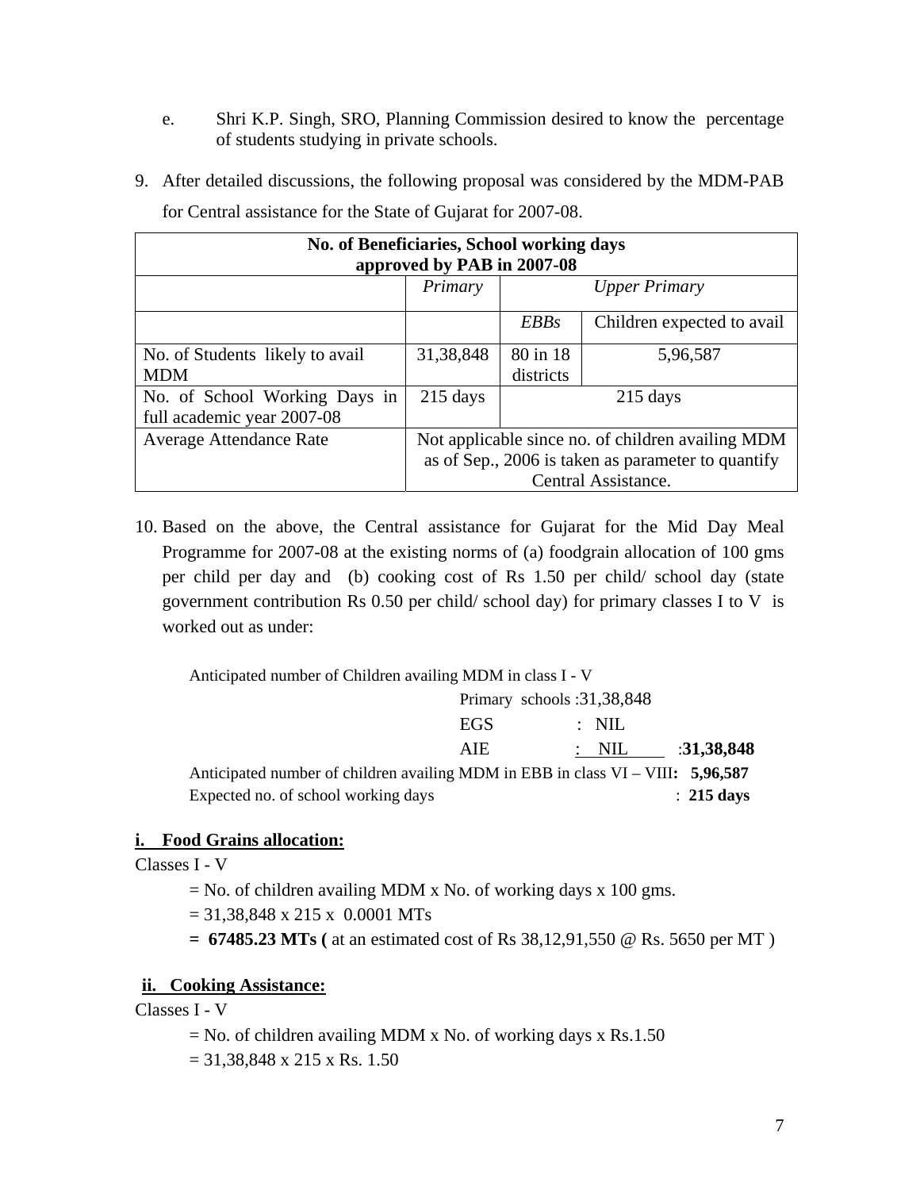e. Shri K.P. Singh, SRO, Planning Commission desired to know the percentage of students studying in private schools.

9. After detailed discussions, the following proposal was considered by the MDM-PAB for Central assistance for the State of Gujarat for 2007-08.

| **No. of Beneficiaries, School working days approved by PAB in 2007-08** | | | |
|---|---|---|---|
| | *Primary* | *Upper Primary* | |
| | | *EBBs* | Children expected to avail |
| No. of Students likely to avail MDM | 31,38,848 | 80 in 18 districts | 5,96,587 |
| No. of School Working Days in full academic year 2007-08 | 215 days | 215 days | |
| Average Attendance Rate | Not applicable since no. of children availing MDM as of Sep., 2006 is taken as parameter to quantify Central Assistance. | | |

10. Based on the above, the Central assistance for Gujarat for the Mid Day Meal Programme for 2007-08 at the existing norms of (a) foodgrain allocation of 100 gms per child per day and (b) cooking cost of Rs 1.50 per child/ school day (state government contribution Rs 0.50 per child/ school day) for primary classes I to V is worked out as under:

Anticipated number of Children availing MDM in class I - V

Primary schools :31,38,848
EGS : NIL
AIE : NIL :**31,38,848**

Anticipated number of children availing MDM in EBB in class VI – VIII**: 5,96,587**
Expected no. of school working days : **215 days**

**i. Food Grains allocation:**

Classes I - V

= No. of children availing MDM x No. of working days x 100 gms.
= 31,38,848 x 215 x 0.0001 MTs
**= 67485.23 MTs (** at an estimated cost of Rs 38,12,91,550 @ Rs. 5650 per MT )

**ii. Cooking Assistance:**

Classes I - V

= No. of children availing MDM x No. of working days x Rs.1.50
= 31,38,848 x 215 x Rs. 1.50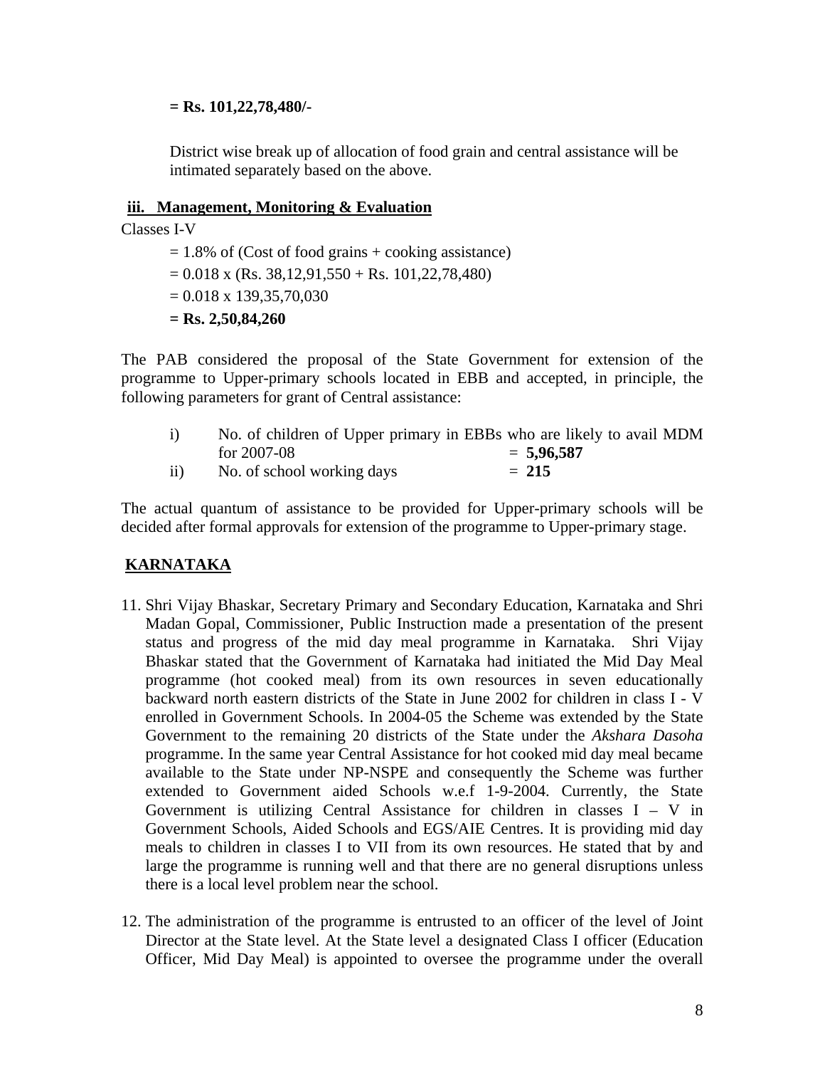**= Rs. 101,22,78,480/-**

District wise break up of allocation of food grain and central assistance will be intimated separately based on the above.

**iii. Management, Monitoring & Evaluation**

Classes I-V

= 1.8% of (Cost of food grains + cooking assistance)

= 0.018 x (Rs. 38,12,91,550 + Rs. 101,22,78,480)

= 0.018 x 139,35,70,030

**= Rs. 2,50,84,260**

The PAB considered the proposal of the State Government for extension of the programme to Upper-primary schools located in EBB and accepted, in principle, the following parameters for grant of Central assistance:

i) No. of children of Upper primary in EBBs who are likely to avail MDM for 2007-08 = **5,96,587**

ii) No. of school working days = **215**

The actual quantum of assistance to be provided for Upper-primary schools will be decided after formal approvals for extension of the programme to Upper-primary stage.

## KARNATAKA

11. Shri Vijay Bhaskar, Secretary Primary and Secondary Education, Karnataka and Shri Madan Gopal, Commissioner, Public Instruction made a presentation of the present status and progress of the mid day meal programme in Karnataka. Shri Vijay Bhaskar stated that the Government of Karnataka had initiated the Mid Day Meal programme (hot cooked meal) from its own resources in seven educationally backward north eastern districts of the State in June 2002 for children in class I - V enrolled in Government Schools. In 2004-05 the Scheme was extended by the State Government to the remaining 20 districts of the State under the *Akshara Dasoha* programme. In the same year Central Assistance for hot cooked mid day meal became available to the State under NP-NSPE and consequently the Scheme was further extended to Government aided Schools w.e.f 1-9-2004. Currently, the State Government is utilizing Central Assistance for children in classes I – V in Government Schools, Aided Schools and EGS/AIE Centres. It is providing mid day meals to children in classes I to VII from its own resources. He stated that by and large the programme is running well and that there are no general disruptions unless there is a local level problem near the school.

12. The administration of the programme is entrusted to an officer of the level of Joint Director at the State level. At the State level a designated Class I officer (Education Officer, Mid Day Meal) is appointed to oversee the programme under the overall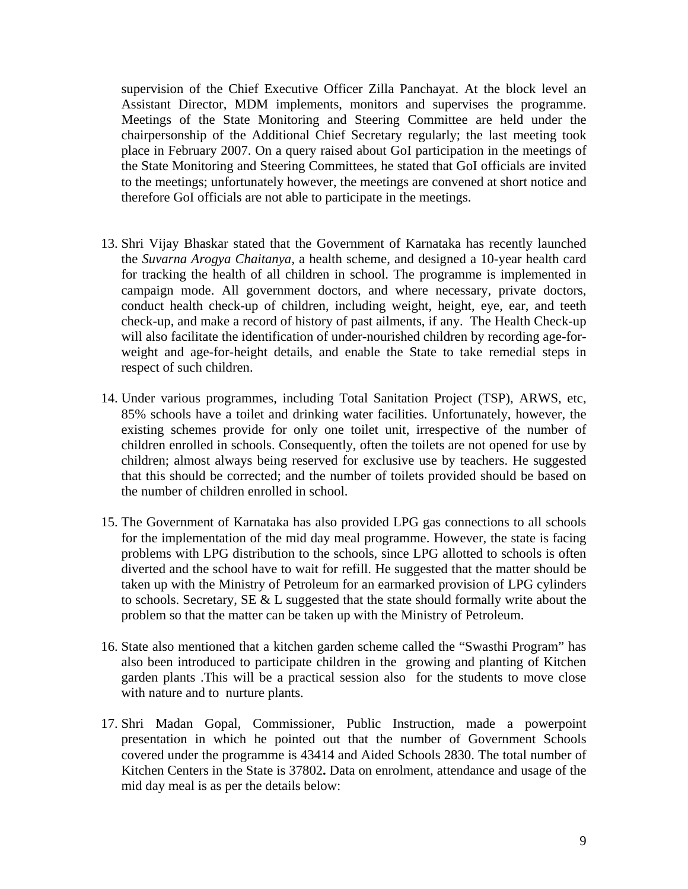supervision of the Chief Executive Officer Zilla Panchayat. At the block level an Assistant Director, MDM implements, monitors and supervises the programme. Meetings of the State Monitoring and Steering Committee are held under the chairpersonship of the Additional Chief Secretary regularly; the last meeting took place in February 2007. On a query raised about GoI participation in the meetings of the State Monitoring and Steering Committees, he stated that GoI officials are invited to the meetings; unfortunately however, the meetings are convened at short notice and therefore GoI officials are not able to participate in the meetings.

13. Shri Vijay Bhaskar stated that the Government of Karnataka has recently launched the *Suvarna Arogya Chaitanya*, a health scheme, and designed a 10-year health card for tracking the health of all children in school. The programme is implemented in campaign mode. All government doctors, and where necessary, private doctors, conduct health check-up of children, including weight, height, eye, ear, and teeth check-up, and make a record of history of past ailments, if any. The Health Check-up will also facilitate the identification of under-nourished children by recording age-for-weight and age-for-height details, and enable the State to take remedial steps in respect of such children.

14. Under various programmes, including Total Sanitation Project (TSP), ARWS, etc, 85% schools have a toilet and drinking water facilities. Unfortunately, however, the existing schemes provide for only one toilet unit, irrespective of the number of children enrolled in schools. Consequently, often the toilets are not opened for use by children; almost always being reserved for exclusive use by teachers. He suggested that this should be corrected; and the number of toilets provided should be based on the number of children enrolled in school.

15. The Government of Karnataka has also provided LPG gas connections to all schools for the implementation of the mid day meal programme. However, the state is facing problems with LPG distribution to the schools, since LPG allotted to schools is often diverted and the school have to wait for refill. He suggested that the matter should be taken up with the Ministry of Petroleum for an earmarked provision of LPG cylinders to schools. Secretary, SE & L suggested that the state should formally write about the problem so that the matter can be taken up with the Ministry of Petroleum.

16. State also mentioned that a kitchen garden scheme called the "Swasthi Program" has also been introduced to participate children in the growing and planting of Kitchen garden plants .This will be a practical session also for the students to move close with nature and to nurture plants.

17. Shri Madan Gopal, Commissioner, Public Instruction, made a powerpoint presentation in which he pointed out that the number of Government Schools covered under the programme is 43414 and Aided Schools 2830. The total number of Kitchen Centers in the State is 37802**.** Data on enrolment, attendance and usage of the mid day meal is as per the details below: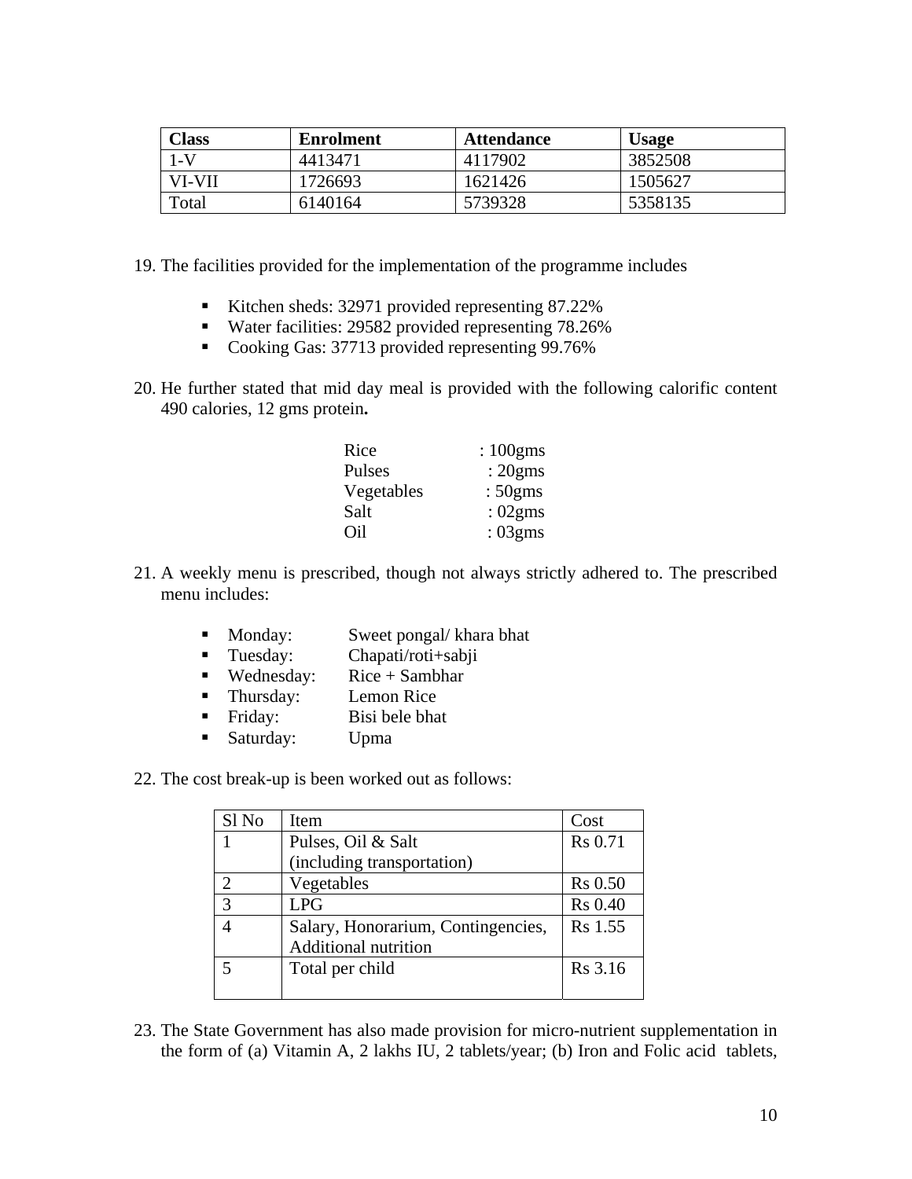| Class | Enrolment | Attendance | Usage |
|---|---|---|---|
| 1-V | 4413471 | 4117902 | 3852508 |
| VI-VII | 1726693 | 1621426 | 1505627 |
| Total | 6140164 | 5739328 | 5358135 |

19. The facilities provided for the implementation of the programme includes

   - Kitchen sheds: 32971 provided representing 87.22%
   - Water facilities: 29582 provided representing 78.26%
   - Cooking Gas: 37713 provided representing 99.76%

20. He further stated that mid day meal is provided with the following calorific content 490 calories, 12 gms protein**.**

| | |
|---|---|
| Rice | : 100gms |
| Pulses | : 20gms |
| Vegetables | : 50gms |
| Salt | : 02gms |
| Oil | : 03gms |

21. A weekly menu is prescribed, though not always strictly adhered to. The prescribed menu includes:

   - Monday: Sweet pongal/ khara bhat
   - Tuesday: Chapati/roti+sabji
   - Wednesday: Rice + Sambhar
   - Thursday: Lemon Rice
   - Friday: Bisi bele bhat
   - Saturday: Upma

22. The cost break-up is been worked out as follows:

| Sl No | Item | Cost |
|---|---|---|
| 1 | Pulses, Oil & Salt (including transportation) | Rs 0.71 |
| 2 | Vegetables | Rs 0.50 |
| 3 | LPG | Rs 0.40 |
| 4 | Salary, Honorarium, Contingencies, Additional nutrition | Rs 1.55 |
| 5 | Total per child | Rs 3.16 |

23. The State Government has also made provision for micro-nutrient supplementation in the form of (a) Vitamin A, 2 lakhs IU, 2 tablets/year; (b) Iron and Folic acid tablets,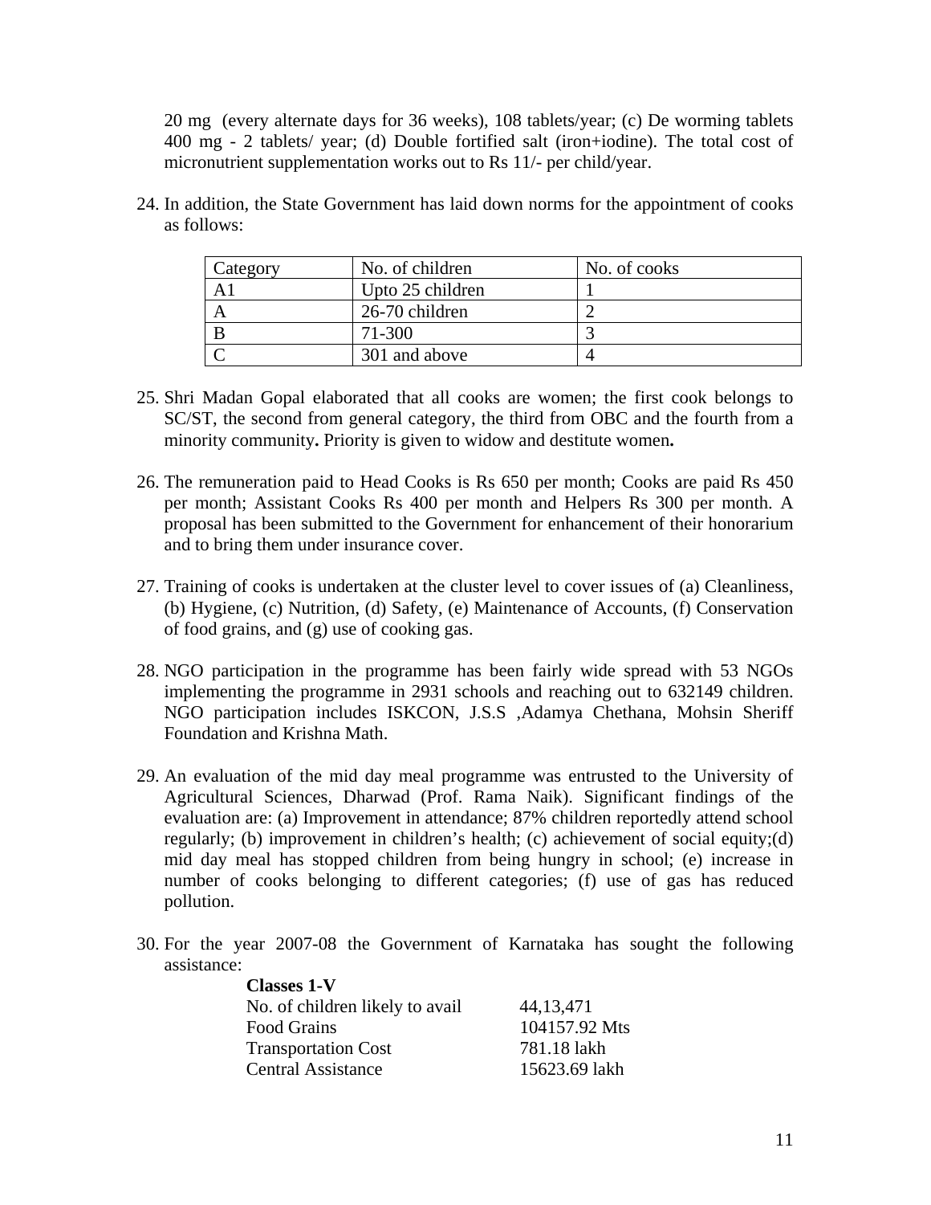20 mg (every alternate days for 36 weeks), 108 tablets/year; (c) De worming tablets 400 mg - 2 tablets/ year; (d) Double fortified salt (iron+iodine). The total cost of micronutrient supplementation works out to Rs 11/- per child/year.

24. In addition, the State Government has laid down norms for the appointment of cooks as follows:

| Category | No. of children | No. of cooks |
|---|---|---|
| A1 | Upto 25 children | 1 |
| A | 26-70 children | 2 |
| B | 71-300 | 3 |
| C | 301 and above | 4 |

25. Shri Madan Gopal elaborated that all cooks are women; the first cook belongs to SC/ST, the second from general category, the third from OBC and the fourth from a minority community**.** Priority is given to widow and destitute women**.**

26. The remuneration paid to Head Cooks is Rs 650 per month; Cooks are paid Rs 450 per month; Assistant Cooks Rs 400 per month and Helpers Rs 300 per month. A proposal has been submitted to the Government for enhancement of their honorarium and to bring them under insurance cover.

27. Training of cooks is undertaken at the cluster level to cover issues of (a) Cleanliness, (b) Hygiene, (c) Nutrition, (d) Safety, (e) Maintenance of Accounts, (f) Conservation of food grains, and (g) use of cooking gas.

28. NGO participation in the programme has been fairly wide spread with 53 NGOs implementing the programme in 2931 schools and reaching out to 632149 children. NGO participation includes ISKCON, J.S.S ,Adamya Chethana, Mohsin Sheriff Foundation and Krishna Math.

29. An evaluation of the mid day meal programme was entrusted to the University of Agricultural Sciences, Dharwad (Prof. Rama Naik). Significant findings of the evaluation are: (a) Improvement in attendance; 87% children reportedly attend school regularly; (b) improvement in children's health; (c) achievement of social equity;(d) mid day meal has stopped children from being hungry in school; (e) increase in number of cooks belonging to different categories; (f) use of gas has reduced pollution.

30. For the year 2007-08 the Government of Karnataka has sought the following assistance:

**Classes 1-V**

| | |
|---|---|
| No. of children likely to avail | 44,13,471 |
| Food Grains | 104157.92 Mts |
| Transportation Cost | 781.18 lakh |
| Central Assistance | 15623.69 lakh |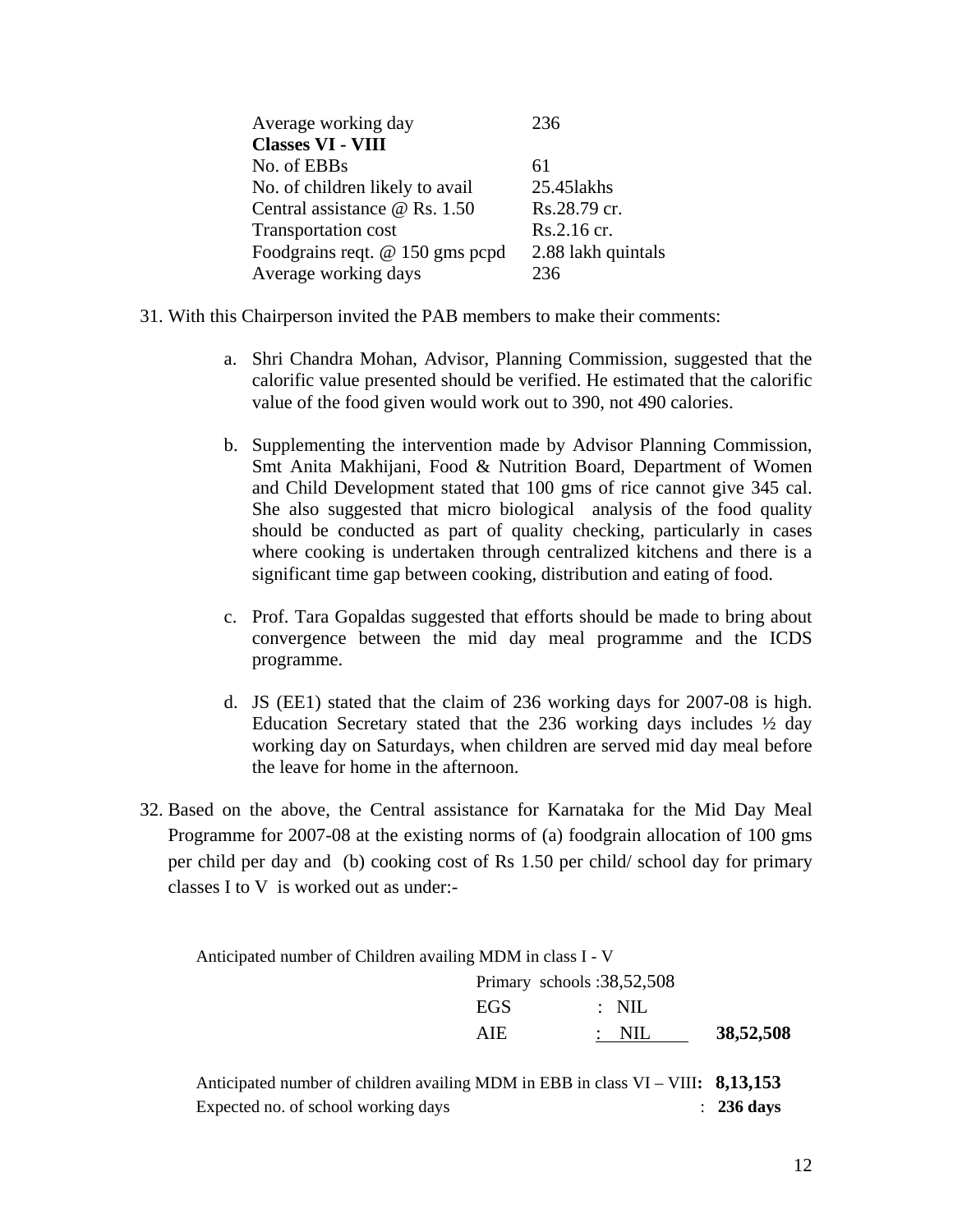| | |
|---|---|
| Average working day | 236 |
| **Classes VI - VIII** | |
| No. of EBBs | 61 |
| No. of children likely to avail | 25.45lakhs |
| Central assistance @ Rs. 1.50 | Rs.28.79 cr. |
| Transportation cost | Rs.2.16 cr. |
| Foodgrains reqt. @ 150 gms pcpd | 2.88 lakh quintals |
| Average working days | 236 |

31. With this Chairperson invited the PAB members to make their comments:

   a. Shri Chandra Mohan, Advisor, Planning Commission, suggested that the calorific value presented should be verified. He estimated that the calorific value of the food given would work out to 390, not 490 calories.

   b. Supplementing the intervention made by Advisor Planning Commission, Smt Anita Makhijani, Food & Nutrition Board, Department of Women and Child Development stated that 100 gms of rice cannot give 345 cal. She also suggested that micro biological analysis of the food quality should be conducted as part of quality checking, particularly in cases where cooking is undertaken through centralized kitchens and there is a significant time gap between cooking, distribution and eating of food.

   c. Prof. Tara Gopaldas suggested that efforts should be made to bring about convergence between the mid day meal programme and the ICDS programme.

   d. JS (EE1) stated that the claim of 236 working days for 2007-08 is high. Education Secretary stated that the 236 working days includes ½ day working day on Saturdays, when children are served mid day meal before the leave for home in the afternoon.

32. Based on the above, the Central assistance for Karnataka for the Mid Day Meal Programme for 2007-08 at the existing norms of (a) foodgrain allocation of 100 gms per child per day and (b) cooking cost of Rs 1.50 per child/ school day for primary classes I to V is worked out as under:-

Anticipated number of Children availing MDM in class I - V

| | | |
|---|---|---|
| Primary schools | :38,52,508 | |
| EGS | : NIL | |
| AIE | : NIL | **38,52,508** |

Anticipated number of children availing MDM in EBB in class VI – VIII**: 8,13,153**

Expected no. of school working days : **236 days**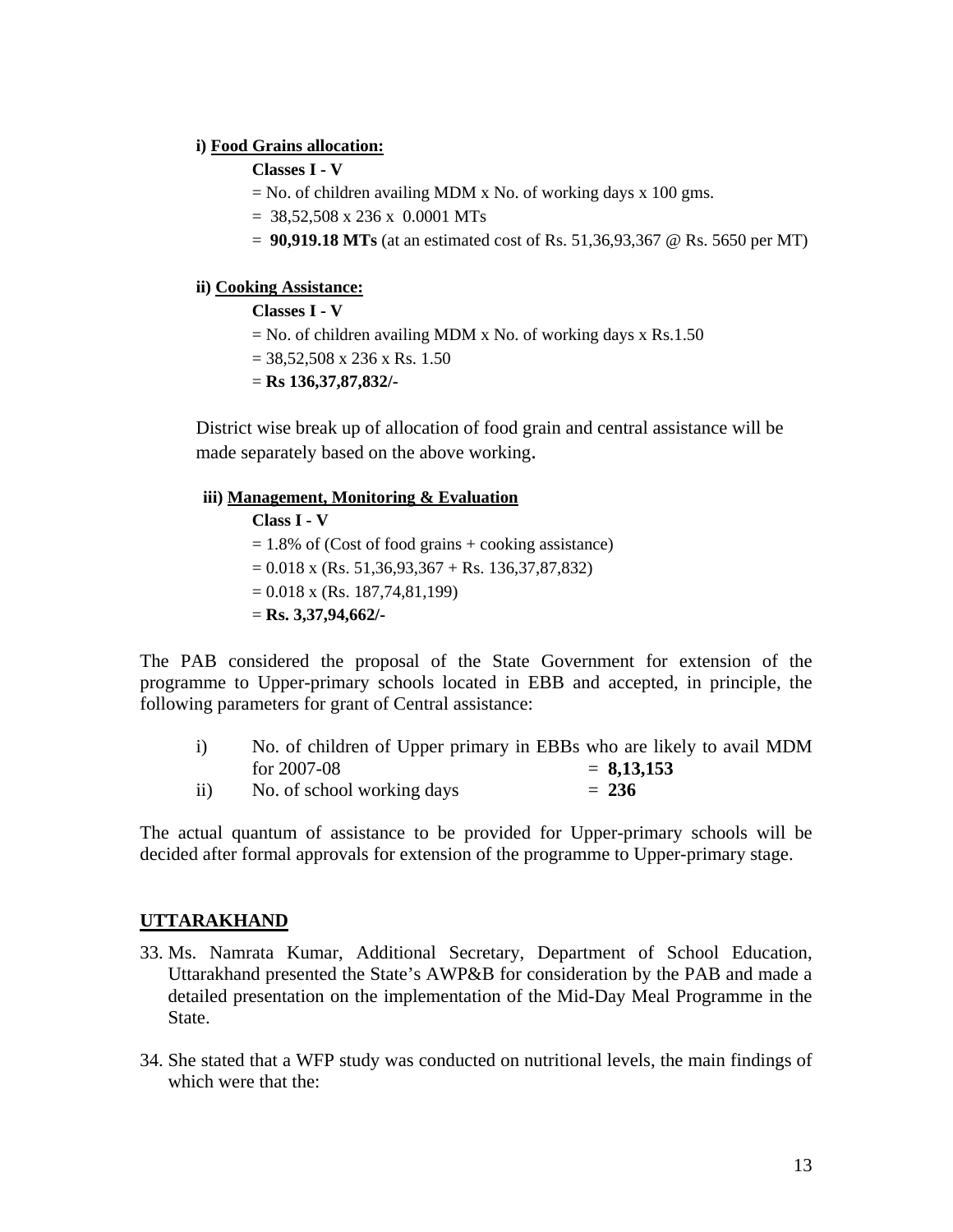**i) <u>Food Grains allocation:</u>**

**Classes I - V**

= No. of children availing MDM x No. of working days x 100 gms.

= 38,52,508 x 236 x 0.0001 MTs

= **90,919.18 MTs** (at an estimated cost of Rs. 51,36,93,367 @ Rs. 5650 per MT)

**ii) <u>Cooking Assistance:</u>**

**Classes I - V**

= No. of children availing MDM x No. of working days x Rs.1.50

= 38,52,508 x 236 x Rs. 1.50

= **Rs 136,37,87,832/-**

District wise break up of allocation of food grain and central assistance will be made separately based on the above working.

**iii) <u>Management, Monitoring & Evaluation</u>**

**Class I - V**

= 1.8% of (Cost of food grains + cooking assistance)

= 0.018 x (Rs. 51,36,93,367 + Rs. 136,37,87,832)

= 0.018 x (Rs. 187,74,81,199)

= **Rs. 3,37,94,662/-**

The PAB considered the proposal of the State Government for extension of the programme to Upper-primary schools located in EBB and accepted, in principle, the following parameters for grant of Central assistance:

i) No. of children of Upper primary in EBBs who are likely to avail MDM for 2007-08 = **8,13,153**

ii) No. of school working days = **236**

The actual quantum of assistance to be provided for Upper-primary schools will be decided after formal approvals for extension of the programme to Upper-primary stage.

## <u>UTTARAKHAND</u>

33. Ms. Namrata Kumar, Additional Secretary, Department of School Education, Uttarakhand presented the State's AWP&B for consideration by the PAB and made a detailed presentation on the implementation of the Mid-Day Meal Programme in the State.

34. She stated that a WFP study was conducted on nutritional levels, the main findings of which were that the: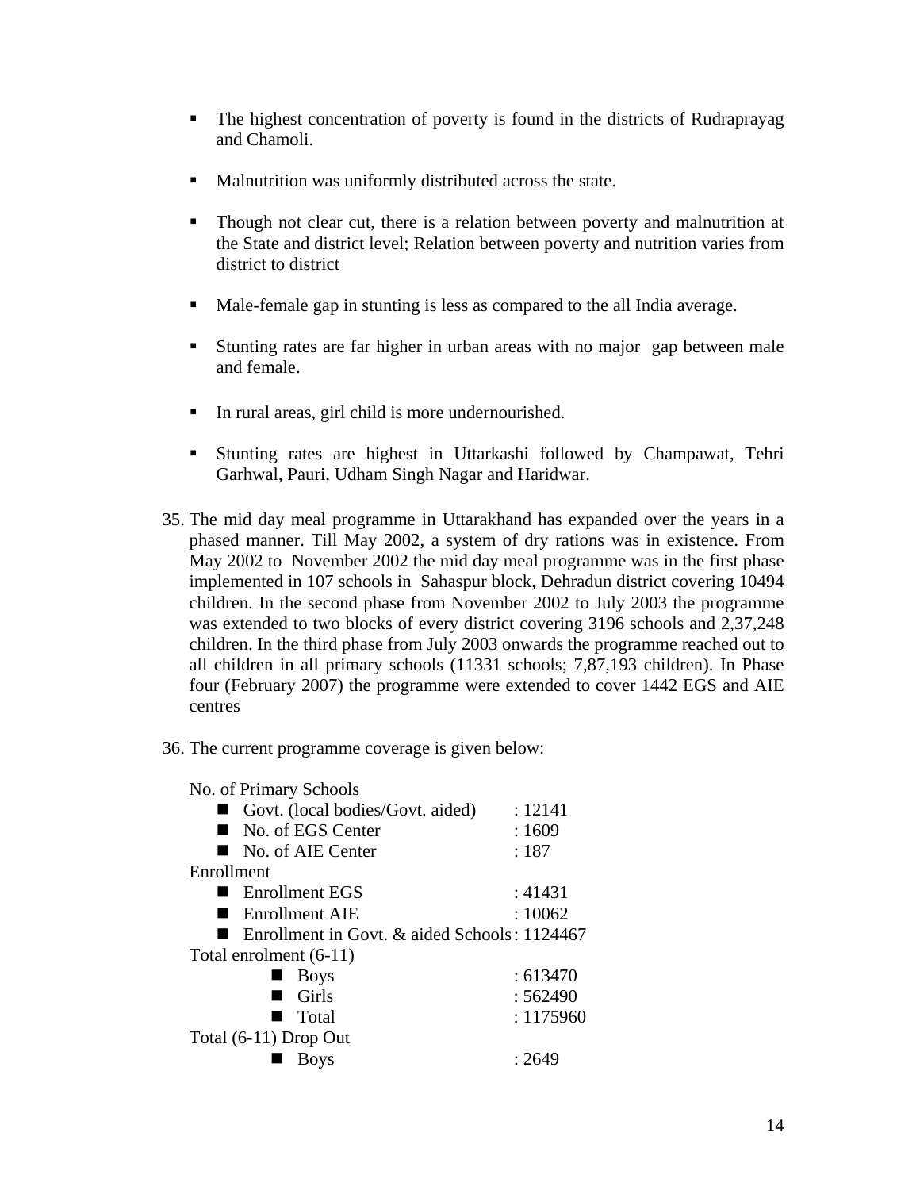- The highest concentration of poverty is found in the districts of Rudraprayag and Chamoli.

- Malnutrition was uniformly distributed across the state.

- Though not clear cut, there is a relation between poverty and malnutrition at the State and district level; Relation between poverty and nutrition varies from district to district

- Male-female gap in stunting is less as compared to the all India average.

- Stunting rates are far higher in urban areas with no major gap between male and female.

- In rural areas, girl child is more undernourished.

- Stunting rates are highest in Uttarkashi followed by Champawat, Tehri Garhwal, Pauri, Udham Singh Nagar and Haridwar.

35. The mid day meal programme in Uttarakhand has expanded over the years in a phased manner. Till May 2002, a system of dry rations was in existence. From May 2002 to November 2002 the mid day meal programme was in the first phase implemented in 107 schools in Sahaspur block, Dehradun district covering 10494 children. In the second phase from November 2002 to July 2003 the programme was extended to two blocks of every district covering 3196 schools and 2,37,248 children. In the third phase from July 2003 onwards the programme reached out to all children in all primary schools (11331 schools; 7,87,193 children). In Phase four (February 2007) the programme were extended to cover 1442 EGS and AIE centres

36. The current programme coverage is given below:

No. of Primary Schools

- Govt. (local bodies/Govt. aided) : 12141
- No. of EGS Center : 1609
- No. of AIE Center : 187

Enrollment

- Enrollment EGS : 41431
- Enrollment AIE : 10062
- Enrollment in Govt. & aided Schools : 1124467

Total enrolment (6-11)

- Boys : 613470
- Girls : 562490
- Total : 1175960

Total (6-11) Drop Out

- Boys : 2649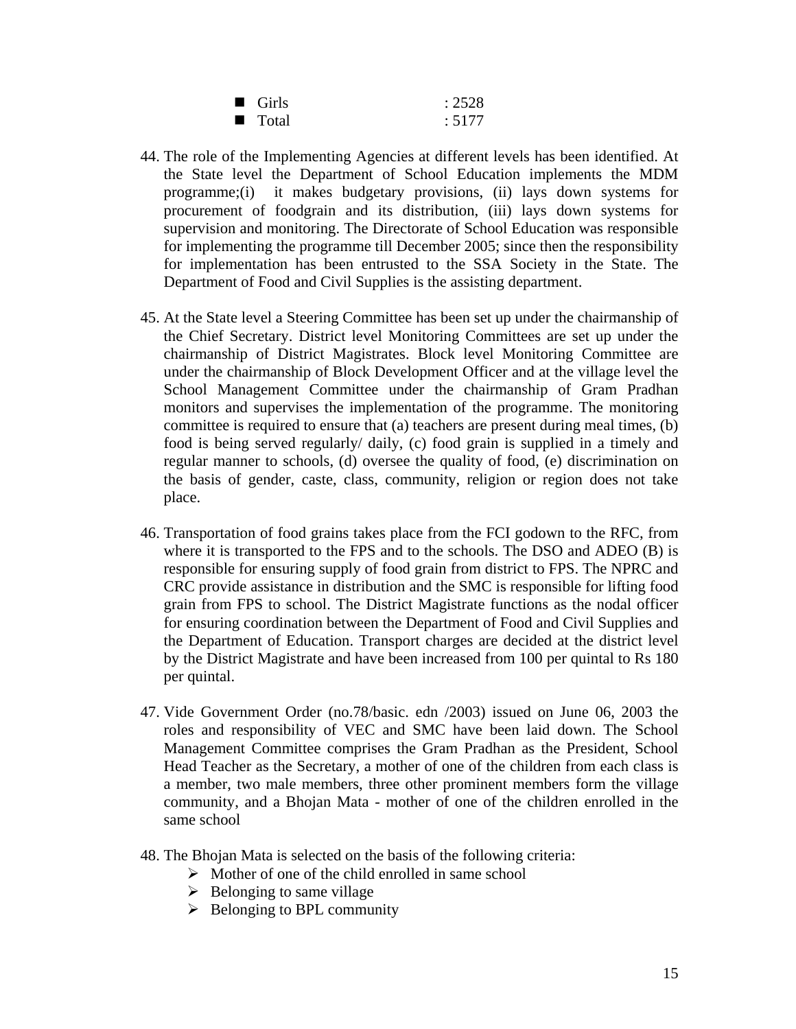- Girls : 2528
- Total : 5177

44. The role of the Implementing Agencies at different levels has been identified. At the State level the Department of School Education implements the MDM programme;(i) it makes budgetary provisions, (ii) lays down systems for procurement of foodgrain and its distribution, (iii) lays down systems for supervision and monitoring. The Directorate of School Education was responsible for implementing the programme till December 2005; since then the responsibility for implementation has been entrusted to the SSA Society in the State. The Department of Food and Civil Supplies is the assisting department.

45. At the State level a Steering Committee has been set up under the chairmanship of the Chief Secretary. District level Monitoring Committees are set up under the chairmanship of District Magistrates. Block level Monitoring Committee are under the chairmanship of Block Development Officer and at the village level the School Management Committee under the chairmanship of Gram Pradhan monitors and supervises the implementation of the programme. The monitoring committee is required to ensure that (a) teachers are present during meal times, (b) food is being served regularly/ daily, (c) food grain is supplied in a timely and regular manner to schools, (d) oversee the quality of food, (e) discrimination on the basis of gender, caste, class, community, religion or region does not take place.

46. Transportation of food grains takes place from the FCI godown to the RFC, from where it is transported to the FPS and to the schools. The DSO and ADEO (B) is responsible for ensuring supply of food grain from district to FPS. The NPRC and CRC provide assistance in distribution and the SMC is responsible for lifting food grain from FPS to school. The District Magistrate functions as the nodal officer for ensuring coordination between the Department of Food and Civil Supplies and the Department of Education. Transport charges are decided at the district level by the District Magistrate and have been increased from 100 per quintal to Rs 180 per quintal.

47. Vide Government Order (no.78/basic. edn /2003) issued on June 06, 2003 the roles and responsibility of VEC and SMC have been laid down. The School Management Committee comprises the Gram Pradhan as the President, School Head Teacher as the Secretary, a mother of one of the children from each class is a member, two male members, three other prominent members form the village community, and a Bhojan Mata - mother of one of the children enrolled in the same school

48. The Bhojan Mata is selected on the basis of the following criteria:
    - Mother of one of the child enrolled in same school
    - Belonging to same village
    - Belonging to BPL community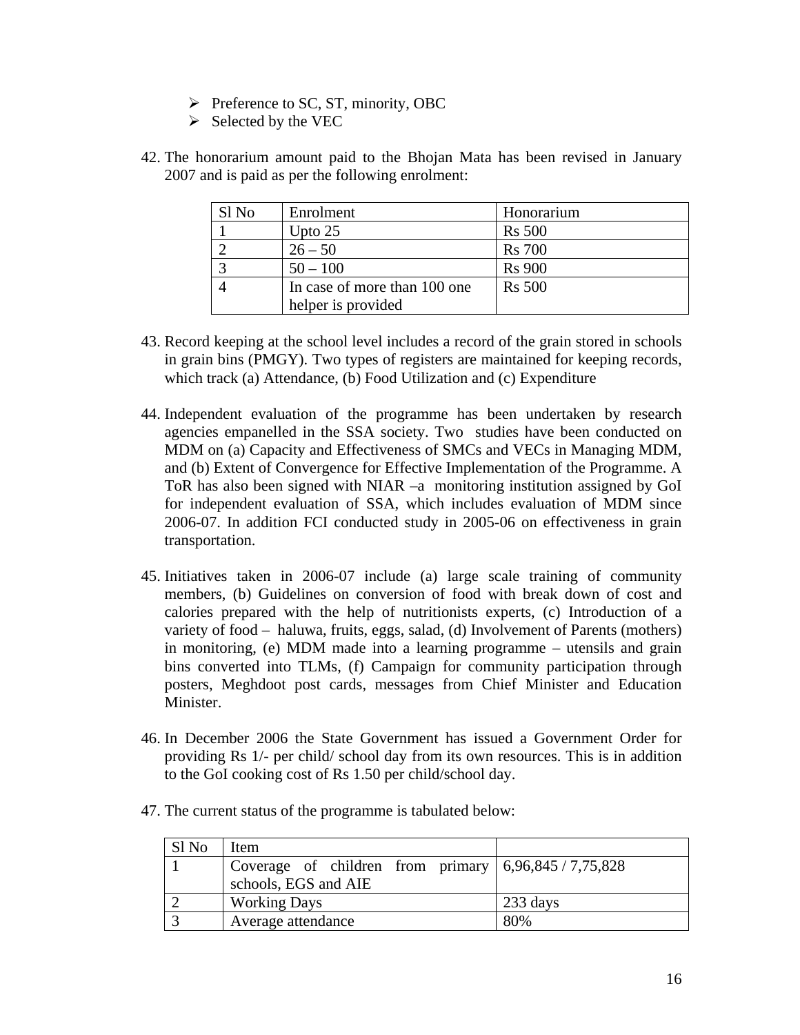- Preference to SC, ST, minority, OBC
- Selected by the VEC

42. The honorarium amount paid to the Bhojan Mata has been revised in January 2007 and is paid as per the following enrolment:

| Sl No | Enrolment | Honorarium |
|---|---|---|
| 1 | Upto 25 | Rs 500 |
| 2 | 26 – 50 | Rs 700 |
| 3 | 50 – 100 | Rs 900 |
| 4 | In case of more than 100 one helper is provided | Rs 500 |

43. Record keeping at the school level includes a record of the grain stored in schools in grain bins (PMGY). Two types of registers are maintained for keeping records, which track (a) Attendance, (b) Food Utilization and (c) Expenditure

44. Independent evaluation of the programme has been undertaken by research agencies empanelled in the SSA society. Two studies have been conducted on MDM on (a) Capacity and Effectiveness of SMCs and VECs in Managing MDM, and (b) Extent of Convergence for Effective Implementation of the Programme. A ToR has also been signed with NIAR –a monitoring institution assigned by GoI for independent evaluation of SSA, which includes evaluation of MDM since 2006-07. In addition FCI conducted study in 2005-06 on effectiveness in grain transportation.

45. Initiatives taken in 2006-07 include (a) large scale training of community members, (b) Guidelines on conversion of food with break down of cost and calories prepared with the help of nutritionists experts, (c) Introduction of a variety of food – haluwa, fruits, eggs, salad, (d) Involvement of Parents (mothers) in monitoring, (e) MDM made into a learning programme – utensils and grain bins converted into TLMs, (f) Campaign for community participation through posters, Meghdoot post cards, messages from Chief Minister and Education Minister.

46. In December 2006 the State Government has issued a Government Order for providing Rs 1/- per child/ school day from its own resources. This is in addition to the GoI cooking cost of Rs 1.50 per child/school day.

47. The current status of the programme is tabulated below:

| Sl No | Item | |
|---|---|---|
| 1 | Coverage of children from primary schools, EGS and AIE | 6,96,845 / 7,75,828 |
| 2 | Working Days | 233 days |
| 3 | Average attendance | 80% |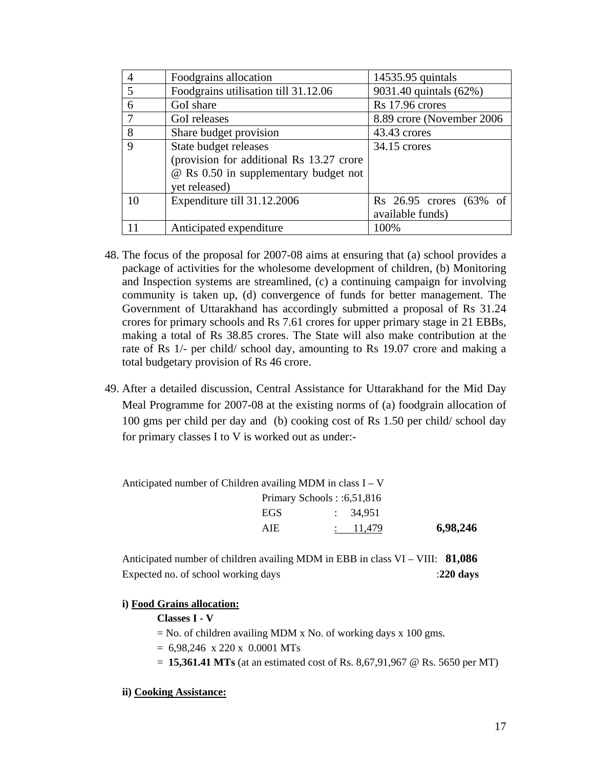| 4 | Foodgrains allocation | 14535.95 quintals |
|---|---|---|
| 5 | Foodgrains utilisation till 31.12.06 | 9031.40 quintals (62%) |
| 6 | GoI share | Rs 17.96 crores |
| 7 | GoI releases | 8.89 crore (November 2006 |
| 8 | Share budget provision | 43.43 crores |
| 9 | State budget releases (provision for additional Rs 13.27 crore @ Rs 0.50 in supplementary budget not yet released) | 34.15 crores |
| 10 | Expenditure till 31.12.2006 | Rs 26.95 crores (63% of available funds) |
| 11 | Anticipated expenditure | 100% |

48. The focus of the proposal for 2007-08 aims at ensuring that (a) school provides a package of activities for the wholesome development of children, (b) Monitoring and Inspection systems are streamlined, (c) a continuing campaign for involving community is taken up, (d) convergence of funds for better management. The Government of Uttarakhand has accordingly submitted a proposal of Rs 31.24 crores for primary schools and Rs 7.61 crores for upper primary stage in 21 EBBs, making a total of Rs 38.85 crores. The State will also make contribution at the rate of Rs 1/- per child/ school day, amounting to Rs 19.07 crore and making a total budgetary provision of Rs 46 crore.

49. After a detailed discussion, Central Assistance for Uttarakhand for the Mid Day Meal Programme for 2007-08 at the existing norms of (a) foodgrain allocation of 100 gms per child per day and (b) cooking cost of Rs 1.50 per child/ school day for primary classes I to V is worked out as under:-

Anticipated number of Children availing MDM in class I – V

| | | |
|---|---|---|
| Primary Schools | : 6,51,816 | |
| EGS | : 34,951 | |
| AIE | : 11,479 | **6,98,246** |

Anticipated number of children availing MDM in EBB in class VI – VIII: **81,086**

Expected no. of school working days : **220 days**

**i) <u>Food Grains allocation:</u>**

**Classes I - V**

= No. of children availing MDM x No. of working days x 100 gms.

= 6,98,246 x 220 x 0.0001 MTs

= **15,361.41 MTs** (at an estimated cost of Rs. 8,67,91,967 @ Rs. 5650 per MT)

**ii) <u>Cooking Assistance:</u>**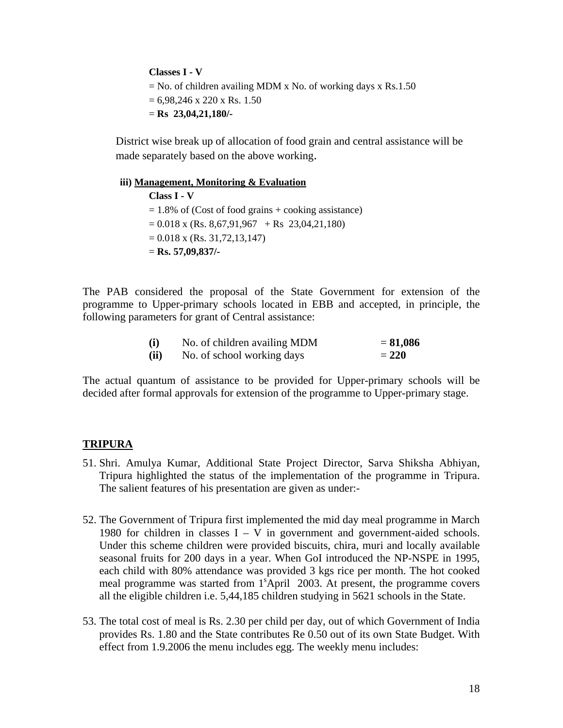**Classes I - V**

= No. of children availing MDM x No. of working days x Rs.1.50

= 6,98,246 x 220 x Rs. 1.50

= **Rs 23,04,21,180/-**

District wise break up of allocation of food grain and central assistance will be made separately based on the above working.

**iii) Management, Monitoring & Evaluation**

**Class I - V**

= 1.8% of (Cost of food grains + cooking assistance)

= 0.018 x (Rs. 8,67,91,967 + Rs 23,04,21,180)

= 0.018 x (Rs. 31,72,13,147)

= **Rs. 57,09,837/-**

The PAB considered the proposal of the State Government for extension of the programme to Upper-primary schools located in EBB and accepted, in principle, the following parameters for grant of Central assistance:

| | | |
|---|---|---|
| **(i)** | No. of children availing MDM | = **81,086** |
| **(ii)** | No. of school working days | = **220** |

The actual quantum of assistance to be provided for Upper-primary schools will be decided after formal approvals for extension of the programme to Upper-primary stage.

## TRIPURA

51. Shri. Amulya Kumar, Additional State Project Director, Sarva Shiksha Abhiyan, Tripura highlighted the status of the implementation of the programme in Tripura. The salient features of his presentation are given as under:-

52. The Government of Tripura first implemented the mid day meal programme in March 1980 for children in classes I – V in government and government-aided schools. Under this scheme children were provided biscuits, chira, muri and locally available seasonal fruits for 200 days in a year. When GoI introduced the NP-NSPE in 1995, each child with 80% attendance was provided 3 kgs rice per month. The hot cooked meal programme was started from 1[s] April 2003. At present, the programme covers all the eligible children i.e. 5,44,185 children studying in 5621 schools in the State.

53. The total cost of meal is Rs. 2.30 per child per day, out of which Government of India provides Rs. 1.80 and the State contributes Re 0.50 out of its own State Budget. With effect from 1.9.2006 the menu includes egg. The weekly menu includes: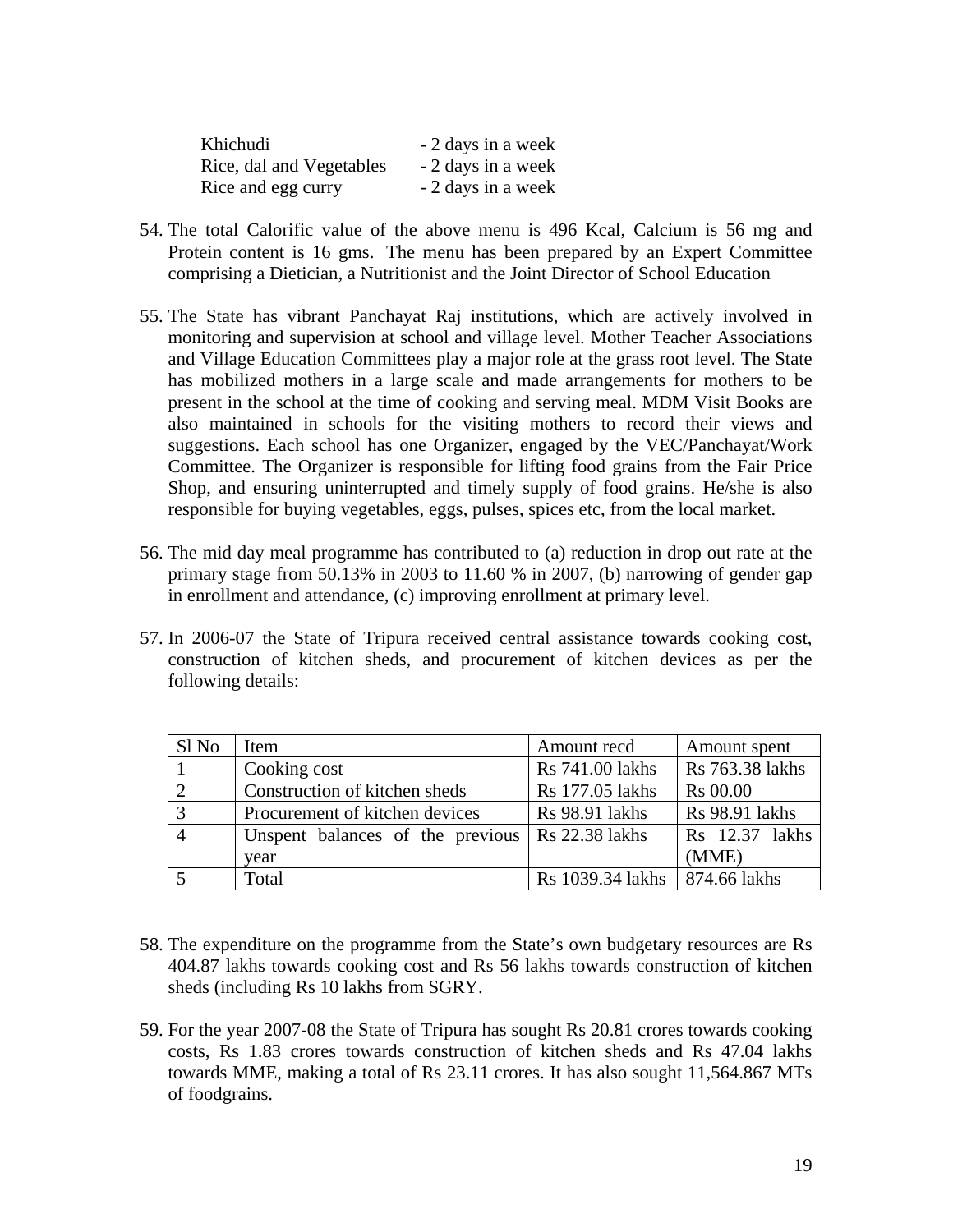| | |
|---|---|
| Khichudi | - 2 days in a week |
| Rice, dal and Vegetables | - 2 days in a week |
| Rice and egg curry | - 2 days in a week |

54. The total Calorific value of the above menu is 496 Kcal, Calcium is 56 mg and Protein content is 16 gms. The menu has been prepared by an Expert Committee comprising a Dietician, a Nutritionist and the Joint Director of School Education

55. The State has vibrant Panchayat Raj institutions, which are actively involved in monitoring and supervision at school and village level. Mother Teacher Associations and Village Education Committees play a major role at the grass root level. The State has mobilized mothers in a large scale and made arrangements for mothers to be present in the school at the time of cooking and serving meal. MDM Visit Books are also maintained in schools for the visiting mothers to record their views and suggestions. Each school has one Organizer, engaged by the VEC/Panchayat/Work Committee. The Organizer is responsible for lifting food grains from the Fair Price Shop, and ensuring uninterrupted and timely supply of food grains. He/she is also responsible for buying vegetables, eggs, pulses, spices etc, from the local market.

56. The mid day meal programme has contributed to (a) reduction in drop out rate at the primary stage from 50.13% in 2003 to 11.60 % in 2007, (b) narrowing of gender gap in enrollment and attendance, (c) improving enrollment at primary level.

57. In 2006-07 the State of Tripura received central assistance towards cooking cost, construction of kitchen sheds, and procurement of kitchen devices as per the following details:

| Sl No | Item | Amount recd | Amount spent |
|---|---|---|---|
| 1 | Cooking cost | Rs 741.00 lakhs | Rs 763.38 lakhs |
| 2 | Construction of kitchen sheds | Rs 177.05 lakhs | Rs 00.00 |
| 3 | Procurement of kitchen devices | Rs 98.91 lakhs | Rs 98.91 lakhs |
| 4 | Unspent balances of the previous year | Rs 22.38 lakhs | Rs 12.37 lakhs (MME) |
| 5 | Total | Rs 1039.34 lakhs | 874.66 lakhs |

58. The expenditure on the programme from the State's own budgetary resources are Rs 404.87 lakhs towards cooking cost and Rs 56 lakhs towards construction of kitchen sheds (including Rs 10 lakhs from SGRY.

59. For the year 2007-08 the State of Tripura has sought Rs 20.81 crores towards cooking costs, Rs 1.83 crores towards construction of kitchen sheds and Rs 47.04 lakhs towards MME, making a total of Rs 23.11 crores. It has also sought 11,564.867 MTs of foodgrains.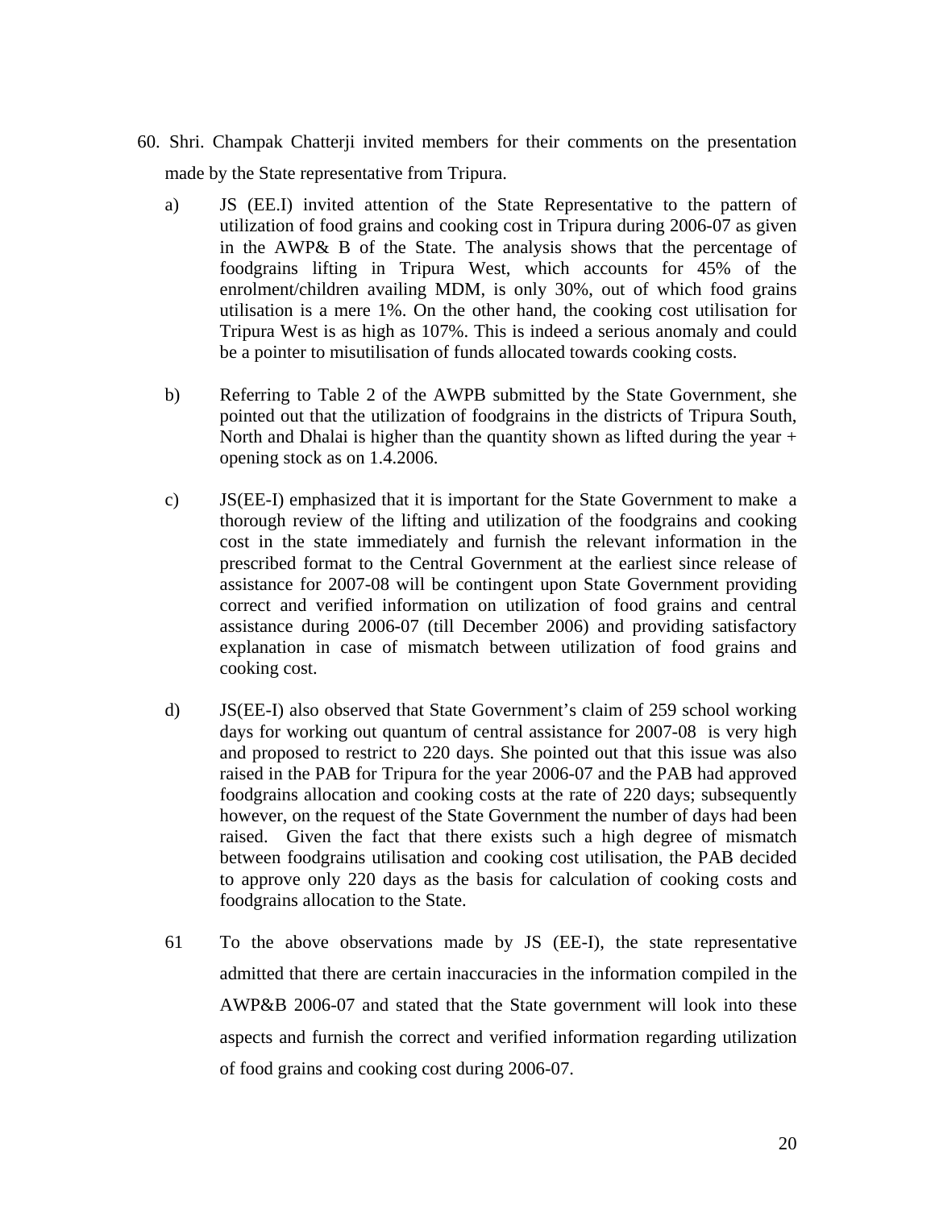60. Shri. Champak Chatterji invited members for their comments on the presentation made by the State representative from Tripura.

   a) JS (EE.I) invited attention of the State Representative to the pattern of utilization of food grains and cooking cost in Tripura during 2006-07 as given in the AWP& B of the State. The analysis shows that the percentage of foodgrains lifting in Tripura West, which accounts for 45% of the enrolment/children availing MDM, is only 30%, out of which food grains utilisation is a mere 1%. On the other hand, the cooking cost utilisation for Tripura West is as high as 107%. This is indeed a serious anomaly and could be a pointer to misutilisation of funds allocated towards cooking costs.

   b) Referring to Table 2 of the AWPB submitted by the State Government, she pointed out that the utilization of foodgrains in the districts of Tripura South, North and Dhalai is higher than the quantity shown as lifted during the year + opening stock as on 1.4.2006.

   c) JS(EE-I) emphasized that it is important for the State Government to make a thorough review of the lifting and utilization of the foodgrains and cooking cost in the state immediately and furnish the relevant information in the prescribed format to the Central Government at the earliest since release of assistance for 2007-08 will be contingent upon State Government providing correct and verified information on utilization of food grains and central assistance during 2006-07 (till December 2006) and providing satisfactory explanation in case of mismatch between utilization of food grains and cooking cost.

   d) JS(EE-I) also observed that State Government's claim of 259 school working days for working out quantum of central assistance for 2007-08 is very high and proposed to restrict to 220 days. She pointed out that this issue was also raised in the PAB for Tripura for the year 2006-07 and the PAB had approved foodgrains allocation and cooking costs at the rate of 220 days; subsequently however, on the request of the State Government the number of days had been raised. Given the fact that there exists such a high degree of mismatch between foodgrains utilisation and cooking cost utilisation, the PAB decided to approve only 220 days as the basis for calculation of cooking costs and foodgrains allocation to the State.

61 To the above observations made by JS (EE-I), the state representative admitted that there are certain inaccuracies in the information compiled in the AWP&B 2006-07 and stated that the State government will look into these aspects and furnish the correct and verified information regarding utilization of food grains and cooking cost during 2006-07.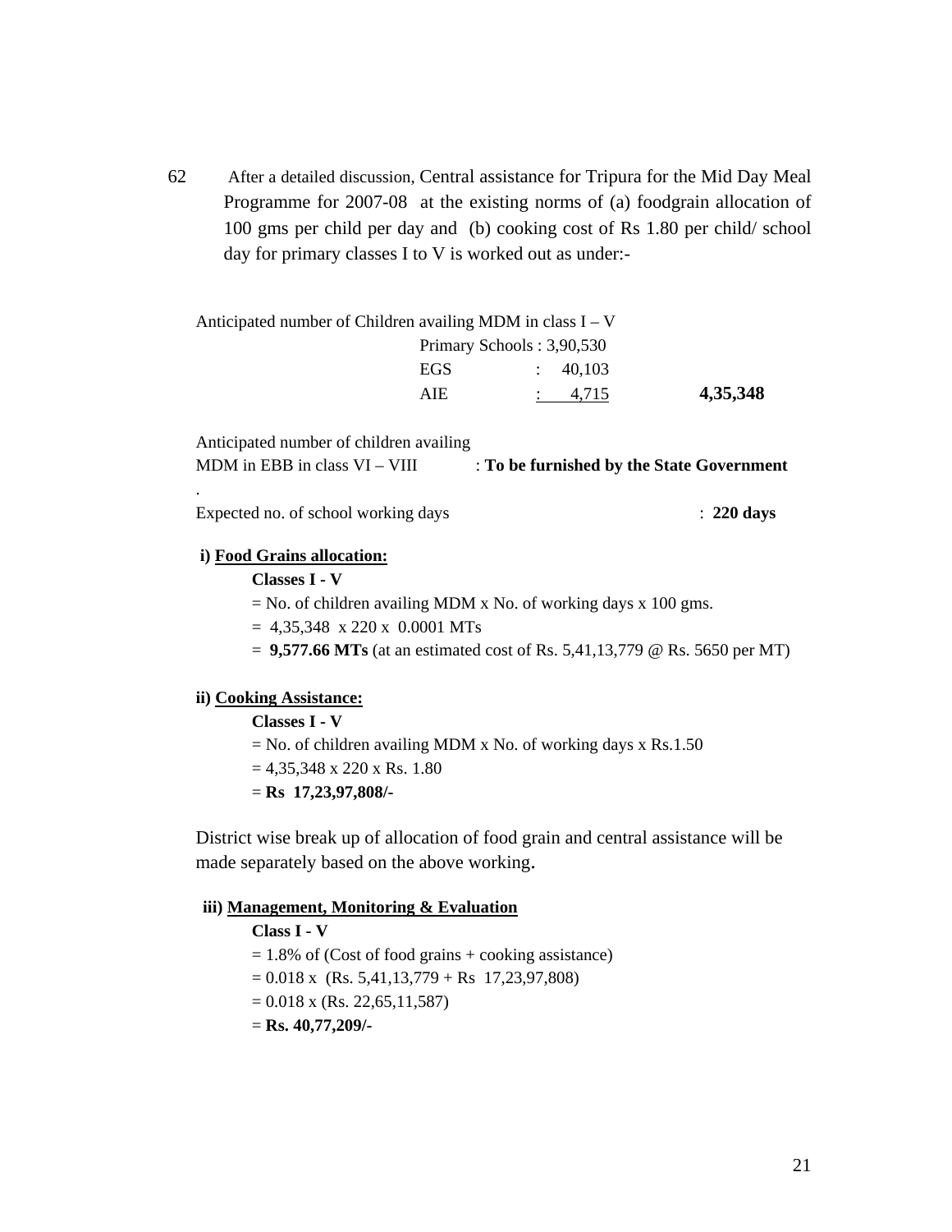62 After a detailed discussion, Central assistance for Tripura for the Mid Day Meal Programme for 2007-08 at the existing norms of (a) foodgrain allocation of 100 gms per child per day and (b) cooking cost of Rs 1.80 per child/ school day for primary classes I to V is worked out as under:-

| | | |
|---|---|---|
| Anticipated number of Children availing MDM in class I – V | | |
| | Primary Schools : 3,90,530 | |
| | EGS : 40,103 | |
| | AIE : 4,715 | **4,35,348** |

Anticipated number of children availing MDM in EBB in class VI – VIII : **To be furnished by the State Government**

.

Expected no. of school working days : **220 days**

**i) <u>Food Grains allocation:</u>**

**Classes I - V**

= No. of children availing MDM x No. of working days x 100 gms.

= 4,35,348 x 220 x 0.0001 MTs

= **9,577.66 MTs** (at an estimated cost of Rs. 5,41,13,779 @ Rs. 5650 per MT)

**ii) <u>Cooking Assistance:</u>**

**Classes I - V**

= No. of children availing MDM x No. of working days x Rs.1.50

= 4,35,348 x 220 x Rs. 1.80

= **Rs 17,23,97,808/-**

District wise break up of allocation of food grain and central assistance will be made separately based on the above working.

**iii) <u>Management, Monitoring & Evaluation</u>**

**Class I - V**

= 1.8% of (Cost of food grains + cooking assistance)

= 0.018 x (Rs. 5,41,13,779 + Rs 17,23,97,808)

= 0.018 x (Rs. 22,65,11,587)

= **Rs. 40,77,209/-**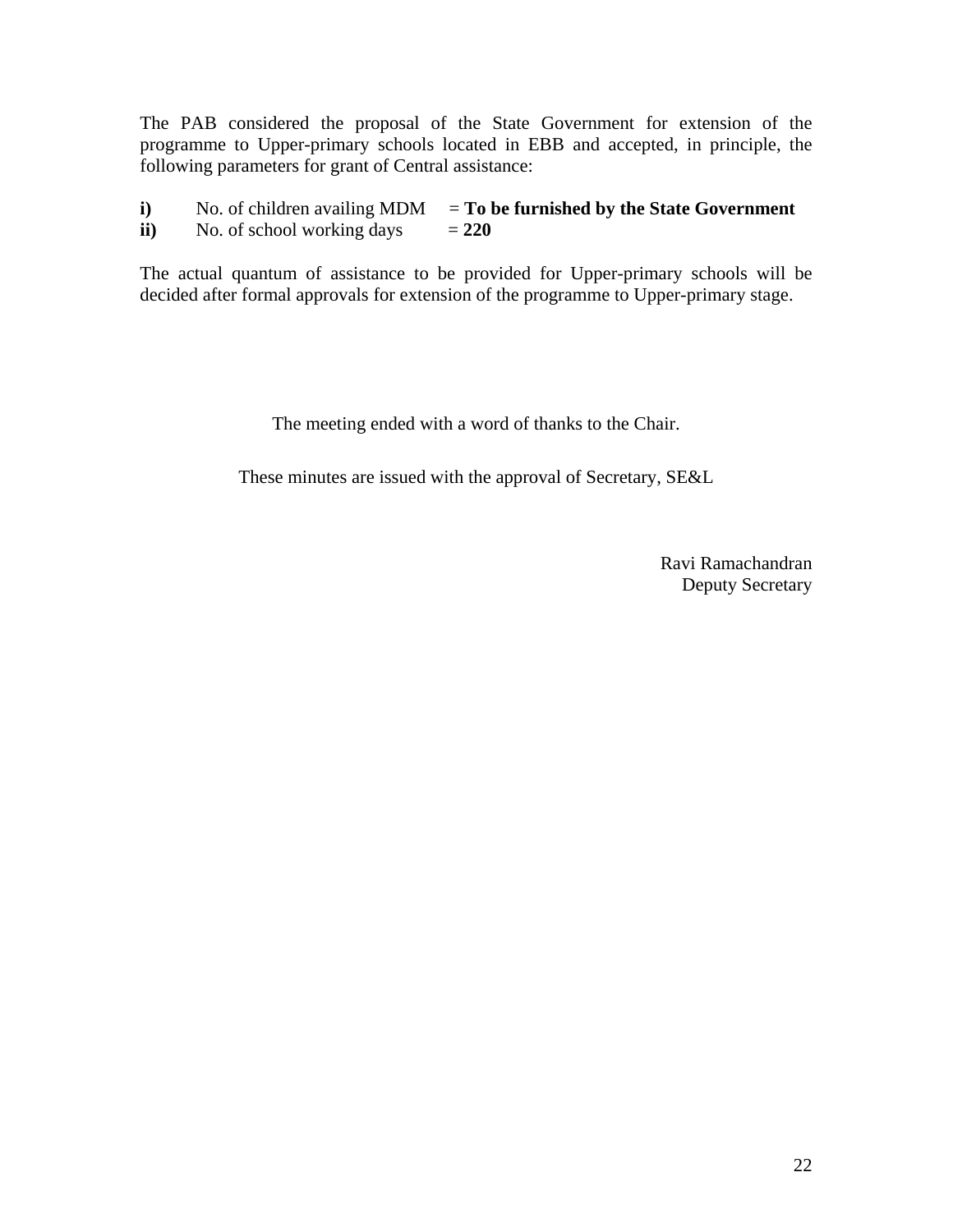The PAB considered the proposal of the State Government for extension of the programme to Upper-primary schools located in EBB and accepted, in principle, the following parameters for grant of Central assistance:

**i)** No. of children availing MDM = **To be furnished by the State Government**
**ii)** No. of school working days = **220**

The actual quantum of assistance to be provided for Upper-primary schools will be decided after formal approvals for extension of the programme to Upper-primary stage.

The meeting ended with a word of thanks to the Chair.

These minutes are issued with the approval of Secretary, SE&L

Ravi Ramachandran
Deputy Secretary